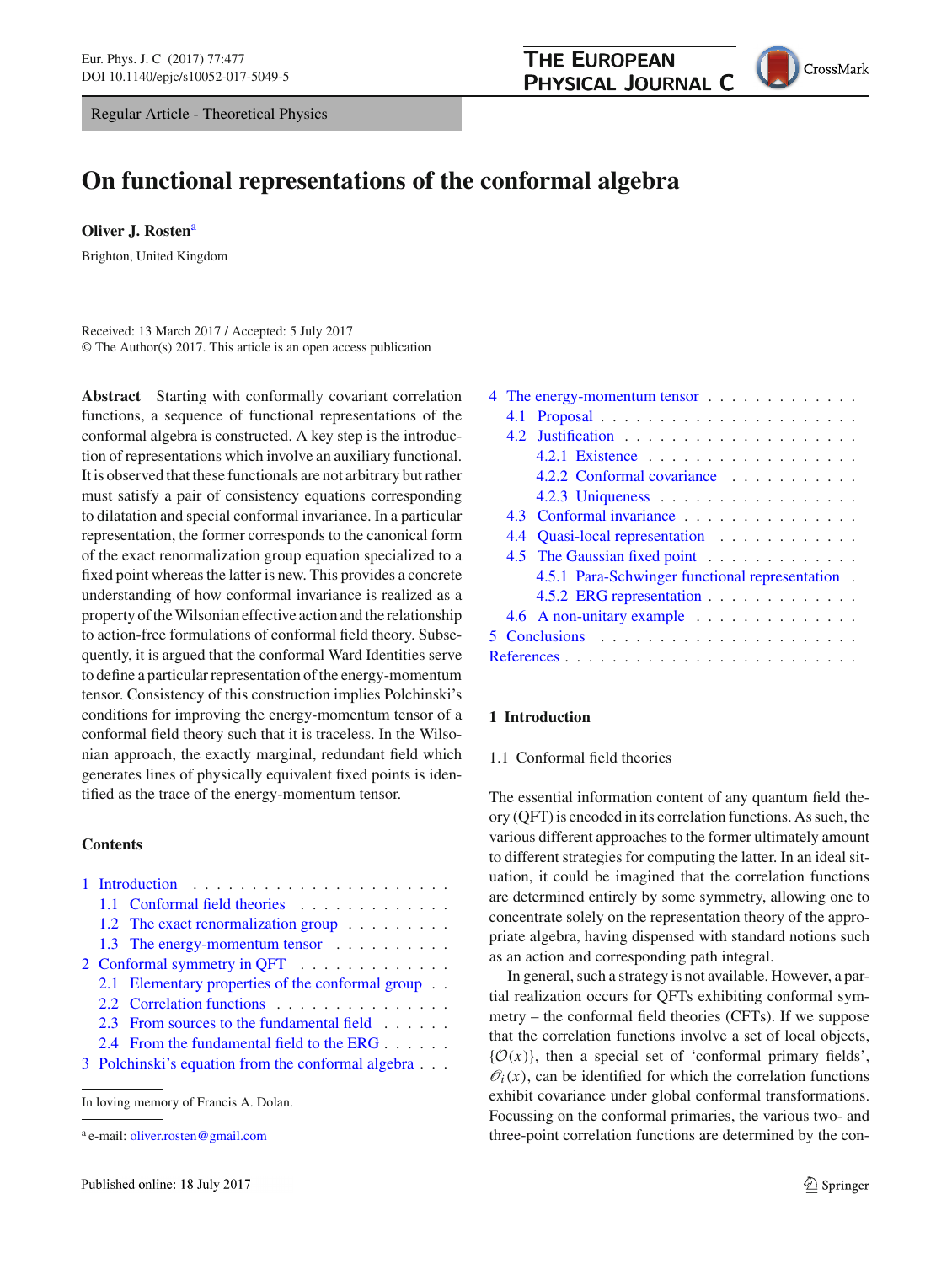Regular Article - Theoretical Physics

# On functional representations of the conformal algebra

**Oliver J. Rosten**[a]

Brighton, United Kingdom

Received: 13 March 2017 / Accepted: 5 July 2017
© The Author(s) 2017. This article is an open access publication

**Abstract** Starting with conformally covariant correlation functions, a sequence of functional representations of the conformal algebra is constructed. A key step is the introduction of representations which involve an auxiliary functional. It is observed that these functionals are not arbitrary but rather must satisfy a pair of consistency equations corresponding to dilatation and special conformal invariance. In a particular representation, the former corresponds to the canonical form of the exact renormalization group equation specialized to a fixed point whereas the latter is new. This provides a concrete understanding of how conformal invariance is realized as a property of the Wilsonian effective action and the relationship to action-free formulations of conformal field theory. Subsequently, it is argued that the conformal Ward Identities serve to define a particular representation of the energy-momentum tensor. Consistency of this construction implies Polchinski's conditions for improving the energy-momentum tensor of a conformal field theory such that it is traceless. In the Wilsonian approach, the exactly marginal, redundant field which generates lines of physically equivalent fixed points is identified as the trace of the energy-momentum tensor.

**Contents**

1 Introduction
- 1.1 Conformal field theories
- 1.2 The exact renormalization group
- 1.3 The energy-momentum tensor

2 Conformal symmetry in QFT
- 2.1 Elementary properties of the conformal group
- 2.2 Correlation functions
- 2.3 From sources to the fundamental field
- 2.4 From the fundamental field to the ERG

3 Polchinski's equation from the conformal algebra

4 The energy-momentum tensor
- 4.1 Proposal
- 4.2 Justification
  - 4.2.1 Existence
  - 4.2.2 Conformal covariance
  - 4.2.3 Uniqueness
- 4.3 Conformal invariance
- 4.4 Quasi-local representation
- 4.5 The Gaussian fixed point
  - 4.5.1 Para-Schwinger functional representation
  - 4.5.2 ERG representation
- 4.6 A non-unitary example

5 Conclusions

References

In loving memory of Francis A. Dolan.

[a] e-mail: oliver.rosten@gmail.com

## 1 Introduction

### 1.1 Conformal field theories

The essential information content of any quantum field theory (QFT) is encoded in its correlation functions. As such, the various different approaches to the former ultimately amount to different strategies for computing the latter. In an ideal situation, it could be imagined that the correlation functions are determined entirely by some symmetry, allowing one to concentrate solely on the representation theory of the appropriate algebra, having dispensed with standard notions such as an action and corresponding path integral.

In general, such a strategy is not available. However, a partial realization occurs for QFTs exhibiting conformal symmetry – the conformal field theories (CFTs). If we suppose that the correlation functions involve a set of local objects, $\{\mathcal{O}(x)\}$, then a special set of 'conformal primary fields', $\mathscr{O}_i(x)$, can be identified for which the correlation functions exhibit covariance under global conformal transformations. Focussing on the conformal primaries, the various two- and three-point correlation functions are determined by the con-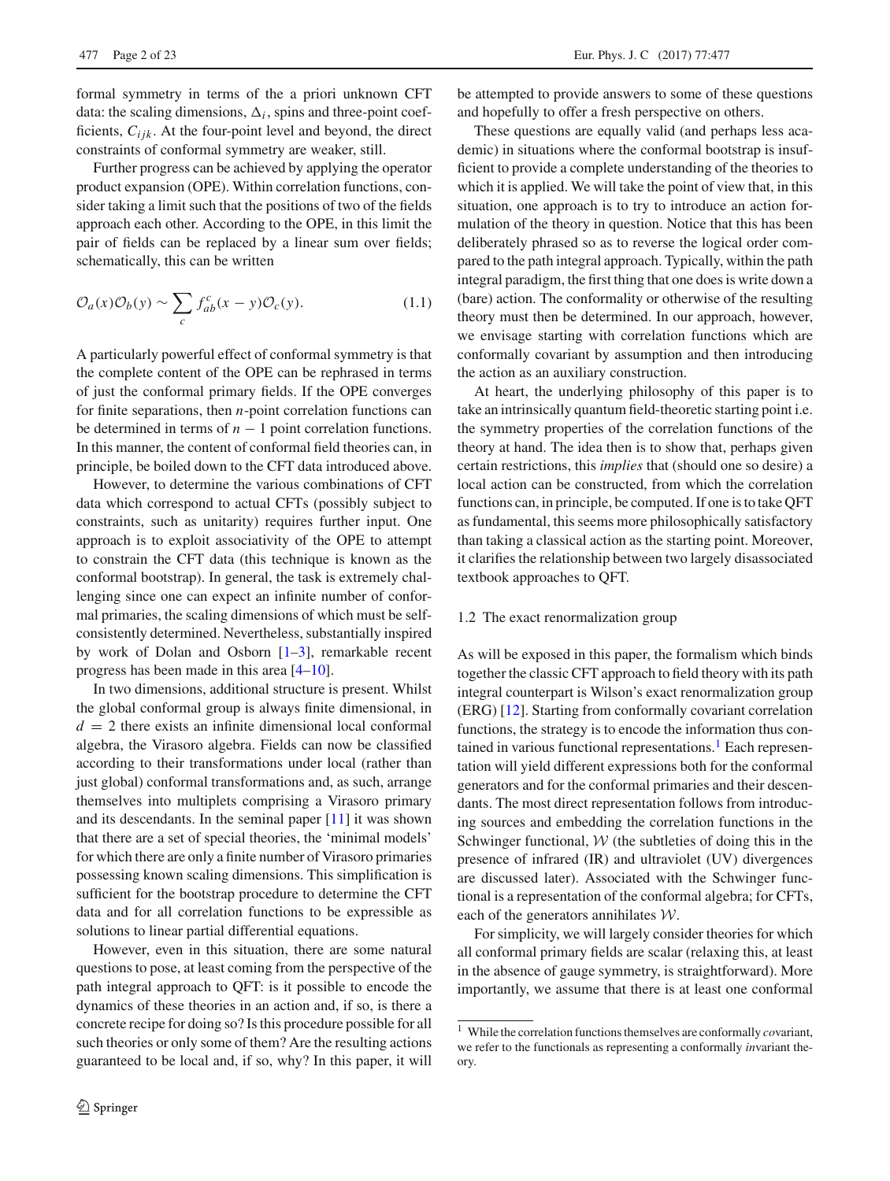formal symmetry in terms of the a priori unknown CFT data: the scaling dimensions, $\Delta_i$, spins and three-point coefficients, $C_{ijk}$. At the four-point level and beyond, the direct constraints of conformal symmetry are weaker, still.

Further progress can be achieved by applying the operator product expansion (OPE). Within correlation functions, consider taking a limit such that the positions of two of the fields approach each other. According to the OPE, in this limit the pair of fields can be replaced by a linear sum over fields; schematically, this can be written

$$\mathcal{O}_a(x)\mathcal{O}_b(y) \sim \sum_c f_{ab}^{\,c}(x-y)\mathcal{O}_c(y). \tag{1.1}$$

A particularly powerful effect of conformal symmetry is that the complete content of the OPE can be rephrased in terms of just the conformal primary fields. If the OPE converges for finite separations, then $n$-point correlation functions can be determined in terms of $n-1$ point correlation functions. In this manner, the content of conformal field theories can, in principle, be boiled down to the CFT data introduced above.

However, to determine the various combinations of CFT data which correspond to actual CFTs (possibly subject to constraints, such as unitarity) requires further input. One approach is to exploit associativity of the OPE to attempt to constrain the CFT data (this technique is known as the conformal bootstrap). In general, the task is extremely challenging since one can expect an infinite number of conformal primaries, the scaling dimensions of which must be self-consistently determined. Nevertheless, substantially inspired by work of Dolan and Osborn [1–3], remarkable recent progress has been made in this area [4–10].

In two dimensions, additional structure is present. Whilst the global conformal group is always finite dimensional, in $d = 2$ there exists an infinite dimensional local conformal algebra, the Virasoro algebra. Fields can now be classified according to their transformations under local (rather than just global) conformal transformations and, as such, arrange themselves into multiplets comprising a Virasoro primary and its descendants. In the seminal paper [11] it was shown that there are a set of special theories, the 'minimal models' for which there are only a finite number of Virasoro primaries possessing known scaling dimensions. This simplification is sufficient for the bootstrap procedure to determine the CFT data and for all correlation functions to be expressible as solutions to linear partial differential equations.

However, even in this situation, there are some natural questions to pose, at least coming from the perspective of the path integral approach to QFT: is it possible to encode the dynamics of these theories in an action and, if so, is there a concrete recipe for doing so? Is this procedure possible for all such theories or only some of them? Are the resulting actions guaranteed to be local and, if so, why? In this paper, it will be attempted to provide answers to some of these questions and hopefully to offer a fresh perspective on others.

These questions are equally valid (and perhaps less academic) in situations where the conformal bootstrap is insufficient to provide a complete understanding of the theories to which it is applied. We will take the point of view that, in this situation, one approach is to try to introduce an action formulation of the theory in question. Notice that this has been deliberately phrased so as to reverse the logical order compared to the path integral approach. Typically, within the path integral paradigm, the first thing that one does is write down a (bare) action. The conformality or otherwise of the resulting theory must then be determined. In our approach, however, we envisage starting with correlation functions which are conformally covariant by assumption and then introducing the action as an auxiliary construction.

At heart, the underlying philosophy of this paper is to take an intrinsically quantum field-theoretic starting point i.e. the symmetry properties of the correlation functions of the theory at hand. The idea then is to show that, perhaps given certain restrictions, this *implies* that (should one so desire) a local action can be constructed, from which the correlation functions can, in principle, be computed. If one is to take QFT as fundamental, this seems more philosophically satisfactory than taking a classical action as the starting point. Moreover, it clarifies the relationship between two largely disassociated textbook approaches to QFT.

### 1.2 The exact renormalization group

As will be exposed in this paper, the formalism which binds together the classic CFT approach to field theory with its path integral counterpart is Wilson's exact renormalization group (ERG) [12]. Starting from conformally covariant correlation functions, the strategy is to encode the information thus contained in various functional representations.[1] Each representation will yield different expressions both for the conformal generators and for the conformal primaries and their descendants. The most direct representation follows from introducing sources and embedding the correlation functions in the Schwinger functional, $\mathcal{W}$ (the subtleties of doing this in the presence of infrared (IR) and ultraviolet (UV) divergences are discussed later). Associated with the Schwinger functional is a representation of the conformal algebra; for CFTs, each of the generators annihilates $\mathcal{W}$.

For simplicity, we will largely consider theories for which all conformal primary fields are scalar (relaxing this, at least in the absence of gauge symmetry, is straightforward). More importantly, we assume that there is at least one conformal

[1] While the correlation functions themselves are conformally *co*variant, we refer to the functionals as representing a conformally *in*variant theory.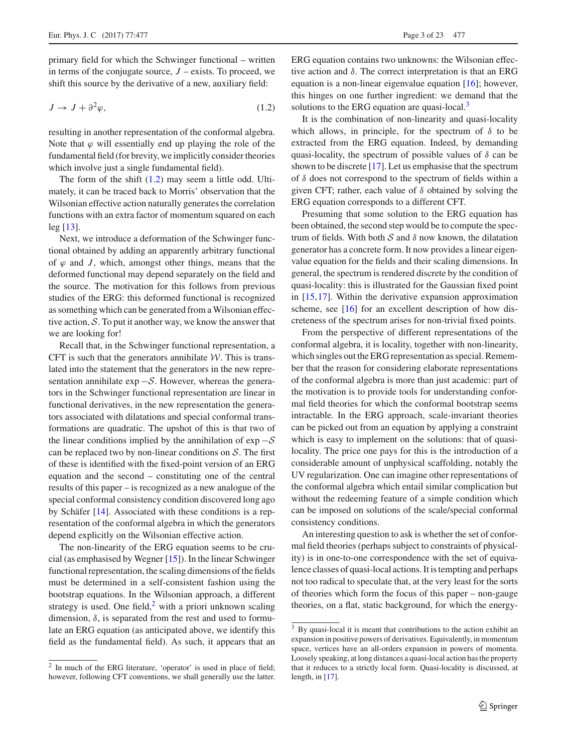primary field for which the Schwinger functional – written in terms of the conjugate source, $J$ – exists. To proceed, we shift this source by the derivative of a new, auxiliary field:

$$J \to J + \partial^2 \varphi, \tag{1.2}$$

resulting in another representation of the conformal algebra. Note that $\varphi$ will essentially end up playing the role of the fundamental field (for brevity, we implicitly consider theories which involve just a single fundamental field).

The form of the shift (1.2) may seem a little odd. Ultimately, it can be traced back to Morris' observation that the Wilsonian effective action naturally generates the correlation functions with an extra factor of momentum squared on each leg [13].

Next, we introduce a deformation of the Schwinger functional obtained by adding an apparently arbitrary functional of $\varphi$ and $J$, which, amongst other things, means that the deformed functional may depend separately on the field and the source. The motivation for this follows from previous studies of the ERG: this deformed functional is recognized as something which can be generated from a Wilsonian effective action, $\mathcal{S}$. To put it another way, we know the answer that we are looking for!

Recall that, in the Schwinger functional representation, a CFT is such that the generators annihilate $\mathcal{W}$. This is translated into the statement that the generators in the new representation annihilate $\exp -\mathcal{S}$. However, whereas the generators in the Schwinger functional representation are linear in functional derivatives, in the new representation the generators associated with dilatations and special conformal transformations are quadratic. The upshot of this is that two of the linear conditions implied by the annihilation of $\exp -\mathcal{S}$ can be replaced two by non-linear conditions on $\mathcal{S}$. The first of these is identified with the fixed-point version of an ERG equation and the second – constituting one of the central results of this paper – is recognized as a new analogue of the special conformal consistency condition discovered long ago by Schäfer [14]. Associated with these conditions is a representation of the conformal algebra in which the generators depend explicitly on the Wilsonian effective action.

The non-linearity of the ERG equation seems to be crucial (as emphasised by Wegner [15]). In the linear Schwinger functional representation, the scaling dimensions of the fields must be determined in a self-consistent fashion using the bootstrap equations. In the Wilsonian approach, a different strategy is used. One field,[2] with a priori unknown scaling dimension, $\delta$, is separated from the rest and used to formulate an ERG equation (as anticipated above, we identify this field as the fundamental field). As such, it appears that an ERG equation contains two unknowns: the Wilsonian effective action and $\delta$. The correct interpretation is that an ERG equation is a non-linear eigenvalue equation [16]; however, this hinges on one further ingredient: we demand that the solutions to the ERG equation are quasi-local.[3]

It is the combination of non-linearity and quasi-locality which allows, in principle, for the spectrum of $\delta$ to be extracted from the ERG equation. Indeed, by demanding quasi-locality, the spectrum of possible values of $\delta$ can be shown to be discrete [17]. Let us emphasise that the spectrum of $\delta$ does not correspond to the spectrum of fields within a given CFT; rather, each value of $\delta$ obtained by solving the ERG equation corresponds to a different CFT.

Presuming that some solution to the ERG equation has been obtained, the second step would be to compute the spectrum of fields. With both $\mathcal{S}$ and $\delta$ now known, the dilatation generator has a concrete form. It now provides a linear eigenvalue equation for the fields and their scaling dimensions. In general, the spectrum is rendered discrete by the condition of quasi-locality: this is illustrated for the Gaussian fixed point in [15,17]. Within the derivative expansion approximation scheme, see [16] for an excellent description of how discreteness of the spectrum arises for non-trivial fixed points.

From the perspective of different representations of the conformal algebra, it is locality, together with non-linearity, which singles out the ERG representation as special. Remember that the reason for considering elaborate representations of the conformal algebra is more than just academic: part of the motivation is to provide tools for understanding conformal field theories for which the conformal bootstrap seems intractable. In the ERG approach, scale-invariant theories can be picked out from an equation by applying a constraint which is easy to implement on the solutions: that of quasi-locality. The price one pays for this is the introduction of a considerable amount of unphysical scaffolding, notably the UV regularization. One can imagine other representations of the conformal algebra which entail similar complication but without the redeeming feature of a simple condition which can be imposed on solutions of the scale/special conformal consistency conditions.

An interesting question to ask is whether the set of conformal field theories (perhaps subject to constraints of physicality) is in one-to-one correspondence with the set of equivalence classes of quasi-local actions. It is tempting and perhaps not too radical to speculate that, at the very least for the sorts of theories which form the focus of this paper – non-gauge theories, on a flat, static background, for which the energy-

---

[2] In much of the ERG literature, 'operator' is used in place of field; however, following CFT conventions, we shall generally use the latter.

[3] By quasi-local it is meant that contributions to the action exhibit an expansion in positive powers of derivatives. Equivalently, in momentum space, vertices have an all-orders expansion in powers of momenta. Loosely speaking, at long distances a quasi-local action has the property that it reduces to a strictly local form. Quasi-locality is discussed, at length, in [17].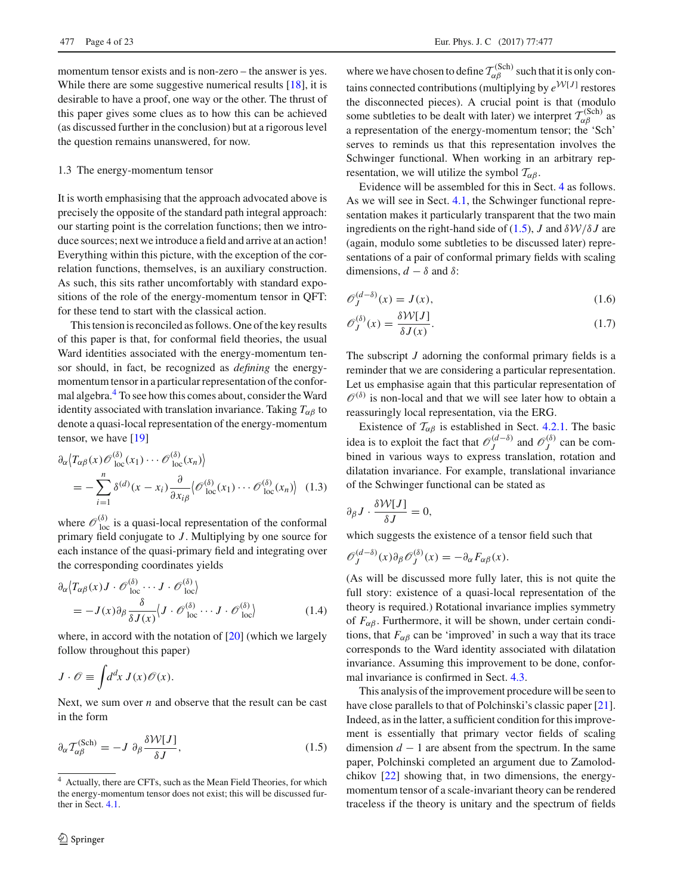momentum tensor exists and is non-zero – the answer is yes. While there are some suggestive numerical results [18], it is desirable to have a proof, one way or the other. The thrust of this paper gives some clues as to how this can be achieved (as discussed further in the conclusion) but at a rigorous level the question remains unanswered, for now.

### 1.3 The energy-momentum tensor

It is worth emphasising that the approach advocated above is precisely the opposite of the standard path integral approach: our starting point is the correlation functions; then we introduce sources; next we introduce a field and arrive at an action! Everything within this picture, with the exception of the correlation functions, themselves, is an auxiliary construction. As such, this sits rather uncomfortably with standard expositions of the role of the energy-momentum tensor in QFT: for these tend to start with the classical action.

This tension is reconciled as follows. One of the key results of this paper is that, for conformal field theories, the usual Ward identities associated with the energy-momentum tensor should, in fact, be recognized as *defining* the energy-momentum tensor in a particular representation of the conformal algebra.[4] To see how this comes about, consider the Ward identity associated with translation invariance. Taking $T_{\alpha\beta}$ to denote a quasi-local representation of the energy-momentum tensor, we have [19]

$$\partial_\alpha \big\langle T_{\alpha\beta}(x) \mathscr{O}^{(\delta)}_{\text{loc}}(x_1) \cdots \mathscr{O}^{(\delta)}_{\text{loc}}(x_n) \big\rangle = -\sum_{i=1}^{n} \delta^{(d)}(x - x_i) \frac{\partial}{\partial x_{i\beta}} \big\langle \mathscr{O}^{(\delta)}_{\text{loc}}(x_1) \cdots \mathscr{O}^{(\delta)}_{\text{loc}}(x_n) \big\rangle \quad (1.3)$$

where $\mathscr{O}^{(\delta)}_{\text{loc}}$ is a quasi-local representation of the conformal primary field conjugate to $J$. Multiplying by one source for each instance of the quasi-primary field and integrating over the corresponding coordinates yields

$$\partial_\alpha \big\langle T_{\alpha\beta}(x) J \cdot \mathscr{O}^{(\delta)}_{\text{loc}} \cdots J \cdot \mathscr{O}^{(\delta)}_{\text{loc}} \big\rangle = -J(x) \partial_\beta \frac{\delta}{\delta J(x)} \big\langle J \cdot \mathscr{O}^{(\delta)}_{\text{loc}} \cdots J \cdot \mathscr{O}^{(\delta)}_{\text{loc}} \big\rangle \quad (1.4)$$

where, in accord with the notation of [20] (which we largely follow throughout this paper)

$$J \cdot \mathscr{O} \equiv \int d^d x\, J(x) \mathscr{O}(x).$$

Next, we sum over $n$ and observe that the result can be cast in the form

$$\partial_\alpha \mathcal{T}^{(\text{Sch})}_{\alpha\beta} = -J\, \partial_\beta \frac{\delta \mathcal{W}[J]}{\delta J}, \quad (1.5)$$

where we have chosen to define $\mathcal{T}^{(\text{Sch})}_{\alpha\beta}$ such that it is only contains connected contributions (multiplying by $e^{\mathcal{W}[J]}$ restores the disconnected pieces). A crucial point is that (modulo some subtleties to be dealt with later) we interpret $\mathcal{T}^{(\text{Sch})}_{\alpha\beta}$ as a representation of the energy-momentum tensor; the 'Sch' serves to reminds us that this representation involves the Schwinger functional. When working in an arbitrary representation, we will utilize the symbol $\mathcal{T}_{\alpha\beta}$.

Evidence will be assembled for this in Sect. 4 as follows. As we will see in Sect. 4.1, the Schwinger functional representation makes it particularly transparent that the two main ingredients on the right-hand side of (1.5), $J$ and $\delta\mathcal{W}/\delta J$ are (again, modulo some subtleties to be discussed later) representations of a pair of conformal primary fields with scaling dimensions, $d - \delta$ and $\delta$:

$$\mathscr{O}^{(d-\delta)}_J(x) = J(x), \quad (1.6)$$

$$\mathscr{O}^{(\delta)}_J(x) = \frac{\delta \mathcal{W}[J]}{\delta J(x)}. \quad (1.7)$$

The subscript $J$ adorning the conformal primary fields is a reminder that we are considering a particular representation. Let us emphasise again that this particular representation of $\mathscr{O}^{(\delta)}$ is non-local and that we will see later how to obtain a reassuringly local representation, via the ERG.

Existence of $\mathcal{T}_{\alpha\beta}$ is established in Sect. 4.2.1. The basic idea is to exploit the fact that $\mathscr{O}^{(d-\delta)}_J$ and $\mathscr{O}^{(\delta)}_J$ can be combined in various ways to express translation, rotation and dilatation invariance. For example, translational invariance of the Schwinger functional can be stated as

$$\partial_\beta J \cdot \frac{\delta \mathcal{W}[J]}{\delta J} = 0,$$

which suggests the existence of a tensor field such that

$$\mathscr{O}^{(d-\delta)}_J(x) \partial_\beta \mathscr{O}^{(\delta)}_J(x) = -\partial_\alpha F_{\alpha\beta}(x).$$

(As will be discussed more fully later, this is not quite the full story: existence of a quasi-local representation of the theory is required.) Rotational invariance implies symmetry of $F_{\alpha\beta}$. Furthermore, it will be shown, under certain conditions, that $F_{\alpha\beta}$ can be 'improved' in such a way that its trace corresponds to the Ward identity associated with dilatation invariance. Assuming this improvement to be done, conformal invariance is confirmed in Sect. 4.3.

This analysis of the improvement procedure will be seen to have close parallels to that of Polchinski's classic paper [21]. Indeed, as in the latter, a sufficient condition for this improvement is essentially that primary vector fields of scaling dimension $d - 1$ are absent from the spectrum. In the same paper, Polchinski completed an argument due to Zamolodchikov [22] showing that, in two dimensions, the energy-momentum tensor of a scale-invariant theory can be rendered traceless if the theory is unitary and the spectrum of fields

[4] Actually, there are CFTs, such as the Mean Field Theories, for which the energy-momentum tensor does not exist; this will be discussed further in Sect. 4.1.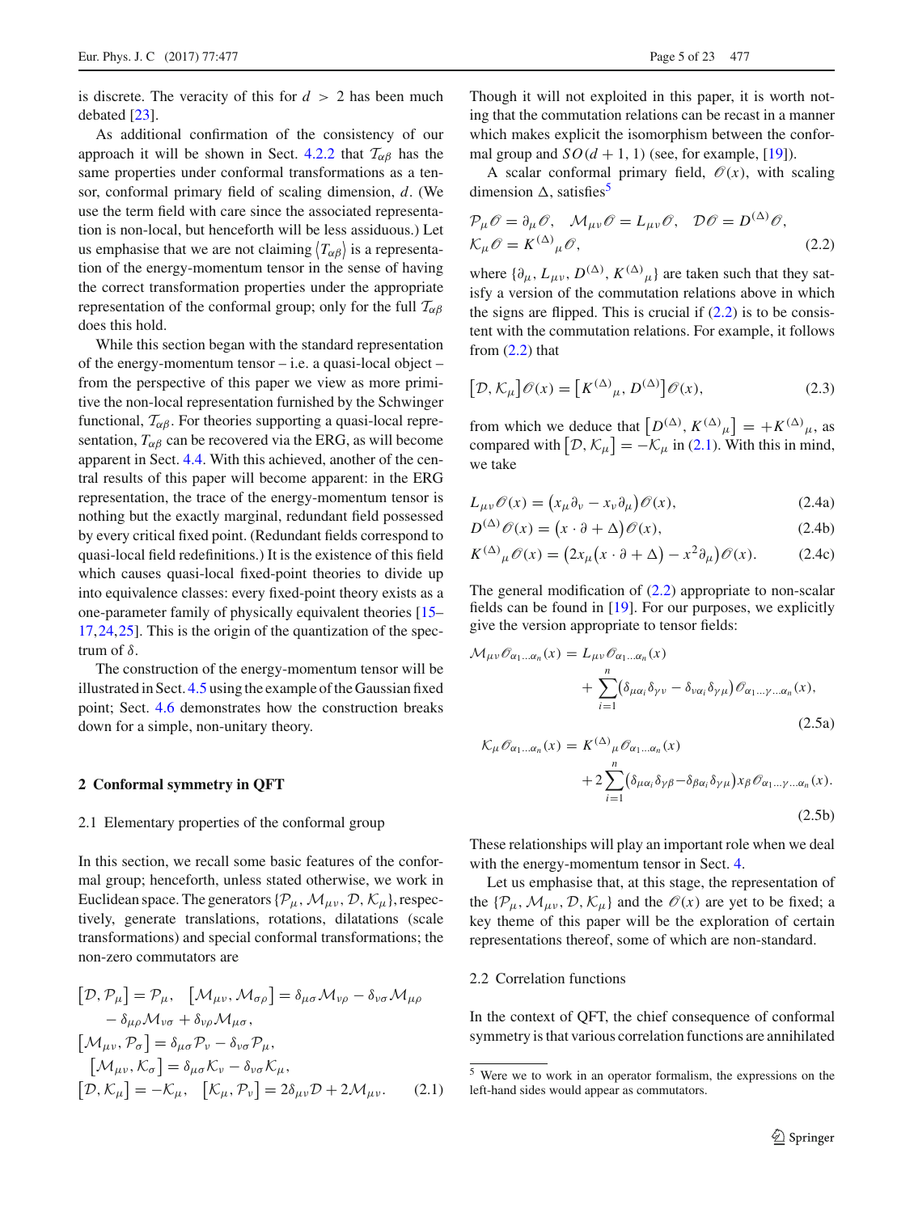is discrete. The veracity of this for $d > 2$ has been much debated [23].

As additional confirmation of the consistency of our approach it will be shown in Sect. 4.2.2 that $\mathcal{T}_{\alpha\beta}$ has the same properties under conformal transformations as a tensor, conformal primary field of scaling dimension, $d$. (We use the term field with care since the associated representation is non-local, but henceforth will be less assiduous.) Let us emphasise that we are not claiming $\langle T_{\alpha\beta} \rangle$ is a representation of the energy-momentum tensor in the sense of having the correct transformation properties under the appropriate representation of the conformal group; only for the full $\mathcal{T}_{\alpha\beta}$ does this hold.

While this section began with the standard representation of the energy-momentum tensor – i.e. a quasi-local object – from the perspective of this paper we view as more primitive the non-local representation furnished by the Schwinger functional, $\mathcal{T}_{\alpha\beta}$. For theories supporting a quasi-local representation, $T_{\alpha\beta}$ can be recovered via the ERG, as will become apparent in Sect. 4.4. With this achieved, another of the central results of this paper will become apparent: in the ERG representation, the trace of the energy-momentum tensor is nothing but the exactly marginal, redundant field possessed by every critical fixed point. (Redundant fields correspond to quasi-local field redefinitions.) It is the existence of this field which causes quasi-local fixed-point theories to divide up into equivalence classes: every fixed-point theory exists as a one-parameter family of physically equivalent theories [15–17,24,25]. This is the origin of the quantization of the spectrum of $\delta$.

The construction of the energy-momentum tensor will be illustrated in Sect. 4.5 using the example of the Gaussian fixed point; Sect. 4.6 demonstrates how the construction breaks down for a simple, non-unitary theory.

## 2 Conformal symmetry in QFT

### 2.1 Elementary properties of the conformal group

In this section, we recall some basic features of the conformal group; henceforth, unless stated otherwise, we work in Euclidean space. The generators $\{\mathcal{P}_\mu, \mathcal{M}_{\mu\nu}, \mathcal{D}, \mathcal{K}_\mu\}$, respectively, generate translations, rotations, dilatations (scale transformations) and special conformal transformations; the non-zero commutators are

$$
\begin{aligned}
&\left[\mathcal{D}, \mathcal{P}_\mu\right] = \mathcal{P}_\mu, \quad \left[\mathcal{M}_{\mu\nu}, \mathcal{M}_{\sigma\rho}\right] = \delta_{\mu\sigma}\mathcal{M}_{\nu\rho} - \delta_{\nu\sigma}\mathcal{M}_{\mu\rho} \\
&\qquad - \delta_{\mu\rho}\mathcal{M}_{\nu\sigma} + \delta_{\nu\rho}\mathcal{M}_{\mu\sigma}, \\
&\left[\mathcal{M}_{\mu\nu}, \mathcal{P}_\sigma\right] = \delta_{\mu\sigma}\mathcal{P}_\nu - \delta_{\nu\sigma}\mathcal{P}_\mu, \\
&\left[\mathcal{M}_{\mu\nu}, \mathcal{K}_\sigma\right] = \delta_{\mu\sigma}\mathcal{K}_\nu - \delta_{\nu\sigma}\mathcal{K}_\mu, \\
&\left[\mathcal{D}, \mathcal{K}_\mu\right] = -\mathcal{K}_\mu, \quad \left[\mathcal{K}_\mu, \mathcal{P}_\nu\right] = 2\delta_{\mu\nu}\mathcal{D} + 2\mathcal{M}_{\mu\nu}.
\end{aligned}
\tag{2.1}
$$

Though it will not exploited in this paper, it is worth noting that the commutation relations can be recast in a manner which makes explicit the isomorphism between the conformal group and $SO(d+1,1)$ (see, for example, [19]).

A scalar conformal primary field, $\mathscr{O}(x)$, with scaling dimension $\Delta$, satisfies[5]

$$
\begin{aligned}
&\mathcal{P}_\mu \mathscr{O} = \partial_\mu \mathscr{O}, \quad \mathcal{M}_{\mu\nu}\mathscr{O} = L_{\mu\nu}\mathscr{O}, \quad \mathcal{D}\mathscr{O} = D^{(\Delta)}\mathscr{O}, \\
&\mathcal{K}_\mu \mathscr{O} = K^{(\Delta)}{}_\mu \mathscr{O},
\end{aligned}
\tag{2.2}
$$

where $\{\partial_\mu, L_{\mu\nu}, D^{(\Delta)}, K^{(\Delta)}{}_\mu\}$ are taken such that they satisfy a version of the commutation relations above in which the signs are flipped. This is crucial if (2.2) is to be consistent with the commutation relations. For example, it follows from (2.2) that

$$
\left[\mathcal{D}, \mathcal{K}_\mu\right]\mathscr{O}(x) = \left[K^{(\Delta)}{}_\mu, D^{(\Delta)}\right]\mathscr{O}(x),
\tag{2.3}
$$

from which we deduce that $\left[D^{(\Delta)}, K^{(\Delta)}{}_\mu\right] = +K^{(\Delta)}{}_\mu$, as compared with $\left[\mathcal{D}, \mathcal{K}_\mu\right] = -\mathcal{K}_\mu$ in (2.1). With this in mind, we take

$$
L_{\mu\nu}\mathscr{O}(x) = \left(x_\mu \partial_\nu - x_\nu \partial_\mu\right)\mathscr{O}(x),
\tag{2.4a}
$$

$$
D^{(\Delta)}\mathscr{O}(x) = \left(x\cdot\partial + \Delta\right)\mathscr{O}(x),
\tag{2.4b}
$$

$$
K^{(\Delta)}{}_\mu \mathscr{O}(x) = \left(2x_\mu\left(x\cdot\partial + \Delta\right) - x^2\partial_\mu\right)\mathscr{O}(x).
\tag{2.4c}
$$

The general modification of (2.2) appropriate to non-scalar fields can be found in [19]. For our purposes, we explicitly give the version appropriate to tensor fields:

$$
\begin{aligned}
\mathcal{M}_{\mu\nu}\mathscr{O}_{\alpha_1\ldots\alpha_n}(x) &= L_{\mu\nu}\mathscr{O}_{\alpha_1\ldots\alpha_n}(x) \\
&\quad + \sum_{i=1}^{n}\left(\delta_{\mu\alpha_i}\delta_{\gamma\nu} - \delta_{\nu\alpha_i}\delta_{\gamma\mu}\right)\mathscr{O}_{\alpha_1\ldots\gamma\ldots\alpha_n}(x),
\end{aligned}
\tag{2.5a}
$$

$$
\begin{aligned}
\mathcal{K}_\mu\mathscr{O}_{\alpha_1\ldots\alpha_n}(x) &= K^{(\Delta)}{}_\mu\mathscr{O}_{\alpha_1\ldots\alpha_n}(x) \\
&\quad + 2\sum_{i=1}^{n}\left(\delta_{\mu\alpha_i}\delta_{\gamma\beta} - \delta_{\beta\alpha_i}\delta_{\gamma\mu}\right)x_\beta\mathscr{O}_{\alpha_1\ldots\gamma\ldots\alpha_n}(x).
\end{aligned}
\tag{2.5b}
$$

These relationships will play an important role when we deal with the energy-momentum tensor in Sect. 4.

Let us emphasise that, at this stage, the representation of the $\{\mathcal{P}_\mu, \mathcal{M}_{\mu\nu}, \mathcal{D}, \mathcal{K}_\mu\}$ and the $\mathscr{O}(x)$ are yet to be fixed; a key theme of this paper will be the exploration of certain representations thereof, some of which are non-standard.

### 2.2 Correlation functions

In the context of QFT, the chief consequence of conformal symmetry is that various correlation functions are annihilated

[5] Were we to work in an operator formalism, the expressions on the left-hand sides would appear as commutators.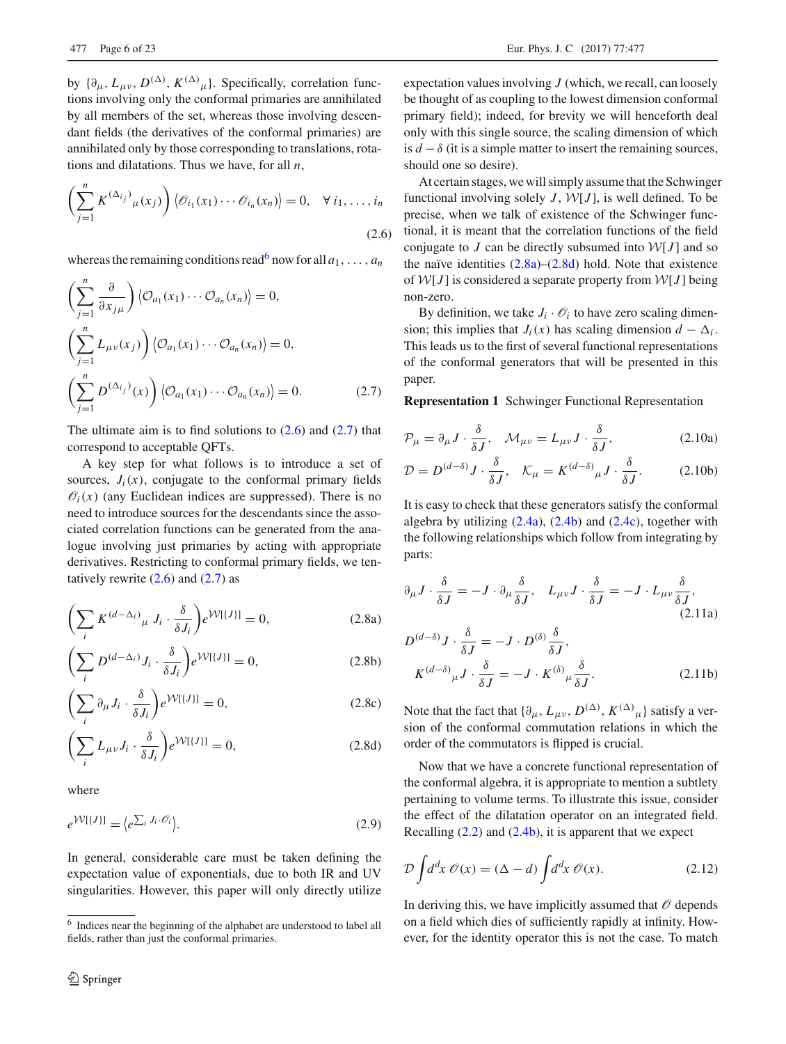by $\{\partial_\mu, L_{\mu\nu}, D^{(\Delta)}, K^{(\Delta)}{}_\mu\}$. Specifically, correlation functions involving only the conformal primaries are annihilated by all members of the set, whereas those involving descendant fields (the derivatives of the conformal primaries) are annihilated only by those corresponding to translations, rotations and dilatations. Thus we have, for all $n$,

$$\left(\sum_{j=1}^{n} K^{(\Delta_{i_j})}{}_\mu(x_j)\right)\left\langle \mathscr{O}_{i_1}(x_1)\cdots\mathscr{O}_{i_n}(x_n)\right\rangle = 0, \quad \forall\, i_1,\ldots,i_n \tag{2.6}$$

whereas the remaining conditions read[6] now for all $a_1,\ldots,a_n$

$$\begin{aligned}
&\left(\sum_{j=1}^{n} \frac{\partial}{\partial x_{j\mu}}\right)\left\langle \mathcal{O}_{a_1}(x_1)\cdots\mathcal{O}_{a_n}(x_n)\right\rangle = 0,\\
&\left(\sum_{j=1}^{n} L_{\mu\nu}(x_j)\right)\left\langle \mathcal{O}_{a_1}(x_1)\cdots\mathcal{O}_{a_n}(x_n)\right\rangle = 0,\\
&\left(\sum_{j=1}^{n} D^{(\Delta_{i_j})}(x)\right)\left\langle \mathcal{O}_{a_1}(x_1)\cdots\mathcal{O}_{a_n}(x_n)\right\rangle = 0.
\end{aligned} \tag{2.7}$$

The ultimate aim is to find solutions to (2.6) and (2.7) that correspond to acceptable QFTs.

A key step for what follows is to introduce a set of sources, $J_i(x)$, conjugate to the conformal primary fields $\mathscr{O}_i(x)$ (any Euclidean indices are suppressed). There is no need to introduce sources for the descendants since the associated correlation functions can be generated from the analogue involving just primaries by acting with appropriate derivatives. Restricting to conformal primary fields, we tentatively rewrite (2.6) and (2.7) as

$$\left(\sum_i K^{(d-\Delta_i)}{}_\mu\, J_i \cdot \frac{\delta}{\delta J_i}\right) e^{\mathcal{W}[\{J\}]} = 0, \tag{2.8a}$$

$$\left(\sum_i D^{(d-\Delta_i)} J_i \cdot \frac{\delta}{\delta J_i}\right) e^{\mathcal{W}[\{J\}]} = 0, \tag{2.8b}$$

$$\left(\sum_i \partial_\mu J_i \cdot \frac{\delta}{\delta J_i}\right) e^{\mathcal{W}[\{J\}]} = 0, \tag{2.8c}$$

$$\left(\sum_i L_{\mu\nu} J_i \cdot \frac{\delta}{\delta J_i}\right) e^{\mathcal{W}[\{J\}]} = 0, \tag{2.8d}$$

where

$$e^{\mathcal{W}[\{J\}]} = \left\langle e^{\sum_i J_i \cdot \mathscr{O}_i}\right\rangle. \tag{2.9}$$

In general, considerable care must be taken defining the expectation value of exponentials, due to both IR and UV singularities. However, this paper will only directly utilize expectation values involving $J$ (which, we recall, can loosely be thought of as coupling to the lowest dimension conformal primary field); indeed, for brevity we will henceforth deal only with this single source, the scaling dimension of which is $d-\delta$ (it is a simple matter to insert the remaining sources, should one so desire).

At certain stages, we will simply assume that the Schwinger functional involving solely $J$, $\mathcal{W}[J]$, is well defined. To be precise, when we talk of existence of the Schwinger functional, it is meant that the correlation functions of the field conjugate to $J$ can be directly subsumed into $\mathcal{W}[J]$ and so the naïve identities (2.8a)–(2.8d) hold. Note that existence of $\mathcal{W}[J]$ is considered a separate property from $\mathcal{W}[J]$ being non-zero.

By definition, we take $J_i \cdot \mathscr{O}_i$ to have zero scaling dimension; this implies that $J_i(x)$ has scaling dimension $d-\Delta_i$. This leads us to the first of several functional representations of the conformal generators that will be presented in this paper.

**Representation 1** Schwinger Functional Representation

$$\mathcal{P}_\mu = \partial_\mu J \cdot \frac{\delta}{\delta J}, \quad \mathcal{M}_{\mu\nu} = L_{\mu\nu} J \cdot \frac{\delta}{\delta J}, \tag{2.10a}$$

$$\mathcal{D} = D^{(d-\delta)} J \cdot \frac{\delta}{\delta J}, \quad \mathcal{K}_\mu = K^{(d-\delta)}{}_\mu J \cdot \frac{\delta}{\delta J}. \tag{2.10b}$$

It is easy to check that these generators satisfy the conformal algebra by utilizing (2.4a), (2.4b) and (2.4c), together with the following relationships which follow from integrating by parts:

$$\partial_\mu J \cdot \frac{\delta}{\delta J} = -J \cdot \partial_\mu \frac{\delta}{\delta J}, \quad L_{\mu\nu} J \cdot \frac{\delta}{\delta J} = -J \cdot L_{\mu\nu} \frac{\delta}{\delta J}, \tag{2.11a}$$

$$\begin{aligned}
&D^{(d-\delta)} J \cdot \frac{\delta}{\delta J} = -J \cdot D^{(\delta)} \frac{\delta}{\delta J},\\
&K^{(d-\delta)}{}_\mu J \cdot \frac{\delta}{\delta J} = -J \cdot K^{(\delta)}{}_\mu \frac{\delta}{\delta J}.
\end{aligned} \tag{2.11b}$$

Note that the fact that $\{\partial_\mu, L_{\mu\nu}, D^{(\Delta)}, K^{(\Delta)}{}_\mu\}$ satisfy a version of the conformal commutation relations in which the order of the commutators is flipped is crucial.

Now that we have a concrete functional representation of the conformal algebra, it is appropriate to mention a subtlety pertaining to volume terms. To illustrate this issue, consider the effect of the dilatation operator on an integrated field. Recalling (2.2) and (2.4b), it is apparent that we expect

$$\mathcal{D} \int d^d x\, \mathscr{O}(x) = (\Delta - d) \int d^d x\, \mathscr{O}(x). \tag{2.12}$$

In deriving this, we have implicitly assumed that $\mathscr{O}$ depends on a field which dies of sufficiently rapidly at infinity. However, for the identity operator this is not the case. To match

---

[6] Indices near the beginning of the alphabet are understood to label all fields, rather than just the conformal primaries.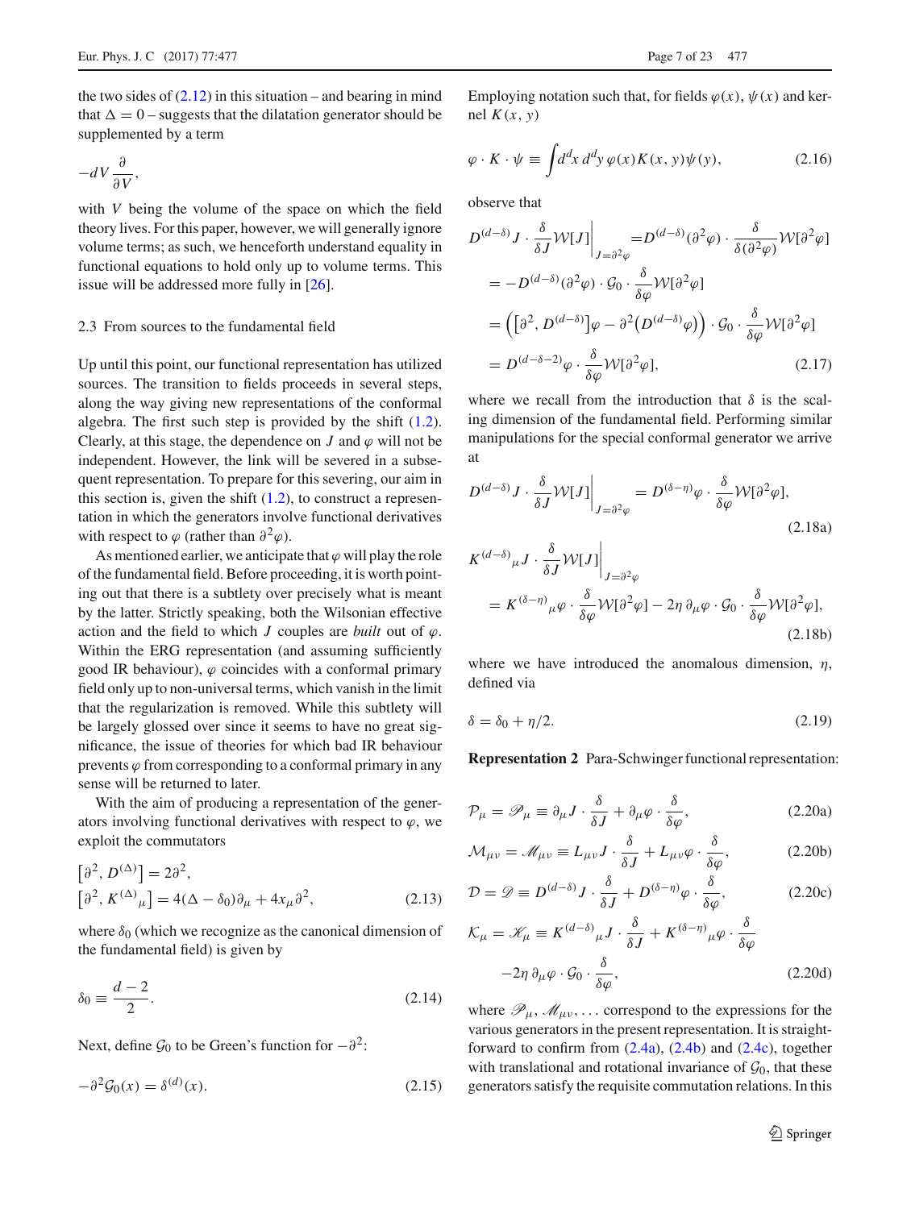the two sides of (2.12) in this situation – and bearing in mind that $\Delta = 0$ – suggests that the dilatation generator should be supplemented by a term

$$-dV \frac{\partial}{\partial V},$$

with $V$ being the volume of the space on which the field theory lives. For this paper, however, we will generally ignore volume terms; as such, we henceforth understand equality in functional equations to hold only up to volume terms. This issue will be addressed more fully in [26].

### 2.3 From sources to the fundamental field

Up until this point, our functional representation has utilized sources. The transition to fields proceeds in several steps, along the way giving new representations of the conformal algebra. The first such step is provided by the shift (1.2). Clearly, at this stage, the dependence on $J$ and $\varphi$ will not be independent. However, the link will be severed in a subsequent representation. To prepare for this severing, our aim in this section is, given the shift (1.2), to construct a representation in which the generators involve functional derivatives with respect to $\varphi$ (rather than $\partial^2\varphi$).

As mentioned earlier, we anticipate that $\varphi$ will play the role of the fundamental field. Before proceeding, it is worth pointing out that there is a subtlety over precisely what is meant by the latter. Strictly speaking, both the Wilsonian effective action and the field to which $J$ couples are *built* out of $\varphi$. Within the ERG representation (and assuming sufficiently good IR behaviour), $\varphi$ coincides with a conformal primary field only up to non-universal terms, which vanish in the limit that the regularization is removed. While this subtlety will be largely glossed over since it seems to have no great significance, the issue of theories for which bad IR behaviour prevents $\varphi$ from corresponding to a conformal primary in any sense will be returned to later.

With the aim of producing a representation of the generators involving functional derivatives with respect to $\varphi$, we exploit the commutators

$$\begin{aligned}
&\left[\partial^2, D^{(\Delta)}\right] = 2\partial^2,\\
&\left[\partial^2, K^{(\Delta)}{}_{\mu}\right] = 4(\Delta - \delta_0)\partial_\mu + 4x_\mu\partial^2,
\end{aligned} \tag{2.13}$$

where $\delta_0$ (which we recognize as the canonical dimension of the fundamental field) is given by

$$\delta_0 \equiv \frac{d-2}{2}. \tag{2.14}$$

Next, define $\mathcal{G}_0$ to be Green's function for $-\partial^2$:

$$-\partial^2\mathcal{G}_0(x) = \delta^{(d)}(x). \tag{2.15}$$

Employing notation such that, for fields $\varphi(x)$, $\psi(x)$ and kernel $K(x, y)$

$$\varphi \cdot K \cdot \psi \equiv \int d^dx\, d^dy\, \varphi(x)K(x, y)\psi(y), \tag{2.16}$$

observe that

$$\begin{aligned}
D^{(d-\delta)}J \cdot \frac{\delta}{\delta J}\mathcal{W}[J]\bigg|_{J=\partial^2\varphi} &= D^{(d-\delta)}(\partial^2\varphi) \cdot \frac{\delta}{\delta(\partial^2\varphi)}\mathcal{W}[\partial^2\varphi]\\
&= -D^{(d-\delta)}(\partial^2\varphi) \cdot \mathcal{G}_0 \cdot \frac{\delta}{\delta\varphi}\mathcal{W}[\partial^2\varphi]\\
&= \left(\left[\partial^2, D^{(d-\delta)}\right]\varphi - \partial^2\left(D^{(d-\delta)}\varphi\right)\right) \cdot \mathcal{G}_0 \cdot \frac{\delta}{\delta\varphi}\mathcal{W}[\partial^2\varphi]\\
&= D^{(d-\delta-2)}\varphi \cdot \frac{\delta}{\delta\varphi}\mathcal{W}[\partial^2\varphi],
\end{aligned} \tag{2.17}$$

where we recall from the introduction that $\delta$ is the scaling dimension of the fundamental field. Performing similar manipulations for the special conformal generator we arrive at

$$D^{(d-\delta)}J \cdot \frac{\delta}{\delta J}\mathcal{W}[J]\bigg|_{J=\partial^2\varphi} = D^{(\delta-\eta)}\varphi \cdot \frac{\delta}{\delta\varphi}\mathcal{W}[\partial^2\varphi], \tag{2.18a}$$

$$\begin{aligned}
&K^{(d-\delta)}{}_{\mu}J \cdot \frac{\delta}{\delta J}\mathcal{W}[J]\bigg|_{J=\partial^2\varphi}\\
&\quad= K^{(\delta-\eta)}{}_{\mu}\varphi \cdot \frac{\delta}{\delta\varphi}\mathcal{W}[\partial^2\varphi] - 2\eta\,\partial_\mu\varphi \cdot \mathcal{G}_0 \cdot \frac{\delta}{\delta\varphi}\mathcal{W}[\partial^2\varphi],
\end{aligned} \tag{2.18b}$$

where we have introduced the anomalous dimension, $\eta$, defined via

$$\delta = \delta_0 + \eta/2. \tag{2.19}$$

**Representation 2** Para-Schwinger functional representation:

$$\mathcal{P}_\mu = \mathscr{P}_\mu \equiv \partial_\mu J \cdot \frac{\delta}{\delta J} + \partial_\mu\varphi \cdot \frac{\delta}{\delta\varphi}, \tag{2.20a}$$

$$\mathcal{M}_{\mu\nu} = \mathscr{M}_{\mu\nu} \equiv L_{\mu\nu}J \cdot \frac{\delta}{\delta J} + L_{\mu\nu}\varphi \cdot \frac{\delta}{\delta\varphi}, \tag{2.20b}$$

$$\mathcal{D} = \mathscr{D} \equiv D^{(d-\delta)}J \cdot \frac{\delta}{\delta J} + D^{(\delta-\eta)}\varphi \cdot \frac{\delta}{\delta\varphi}, \tag{2.20c}$$

$$\begin{aligned}
\mathcal{K}_\mu = \mathscr{K}_\mu \equiv\ & K^{(d-\delta)}{}_{\mu}J \cdot \frac{\delta}{\delta J} + K^{(\delta-\eta)}{}_{\mu}\varphi \cdot \frac{\delta}{\delta\varphi}\\
&-2\eta\,\partial_\mu\varphi \cdot \mathcal{G}_0 \cdot \frac{\delta}{\delta\varphi},
\end{aligned} \tag{2.20d}$$

where $\mathscr{P}_\mu, \mathscr{M}_{\mu\nu}, \ldots$ correspond to the expressions for the various generators in the present representation. It is straightforward to confirm from (2.4a), (2.4b) and (2.4c), together with translational and rotational invariance of $\mathcal{G}_0$, that these generators satisfy the requisite commutation relations. In this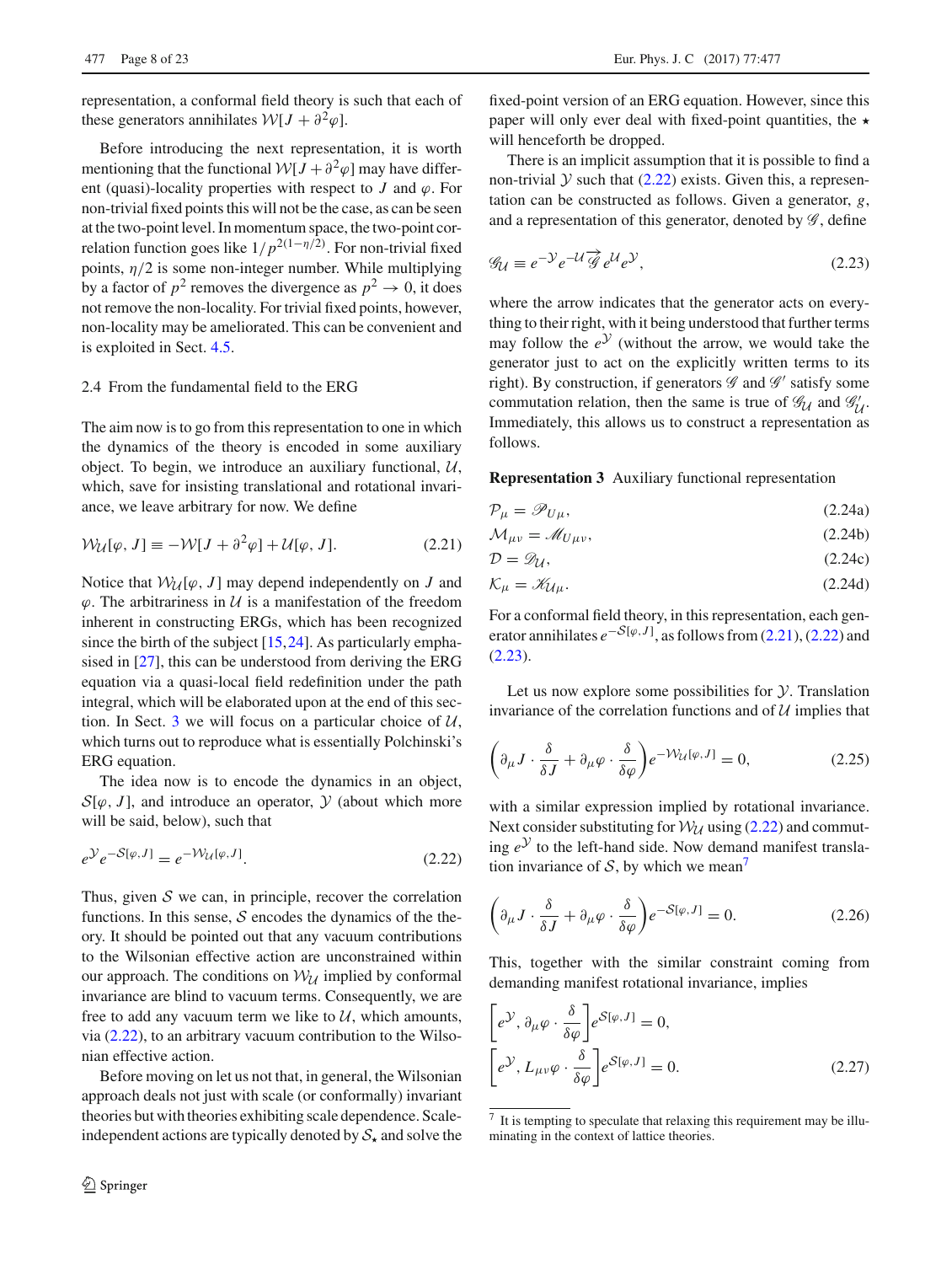representation, a conformal field theory is such that each of these generators annihilates $\mathcal{W}[J + \partial^2\varphi]$.

Before introducing the next representation, it is worth mentioning that the functional $\mathcal{W}[J + \partial^2\varphi]$ may have different (quasi)-locality properties with respect to $J$ and $\varphi$. For non-trivial fixed points this will not be the case, as can be seen at the two-point level. In momentum space, the two-point correlation function goes like $1/p^{2(1-\eta/2)}$. For non-trivial fixed points, $\eta/2$ is some non-integer number. While multiplying by a factor of $p^2$ removes the divergence as $p^2 \to 0$, it does not remove the non-locality. For trivial fixed points, however, non-locality may be ameliorated. This can be convenient and is exploited in Sect. 4.5.

### 2.4 From the fundamental field to the ERG

The aim now is to go from this representation to one in which the dynamics of the theory is encoded in some auxiliary object. To begin, we introduce an auxiliary functional, $\mathcal{U}$, which, save for insisting translational and rotational invariance, we leave arbitrary for now. We define

$$\mathcal{W}_{\mathcal{U}}[\varphi, J] \equiv -\mathcal{W}[J + \partial^2\varphi] + \mathcal{U}[\varphi, J]. \tag{2.21}$$

Notice that $\mathcal{W}_{\mathcal{U}}[\varphi, J]$ may depend independently on $J$ and $\varphi$. The arbitrariness in $\mathcal{U}$ is a manifestation of the freedom inherent in constructing ERGs, which has been recognized since the birth of the subject [15,24]. As particularly emphasised in [27], this can be understood from deriving the ERG equation via a quasi-local field redefinition under the path integral, which will be elaborated upon at the end of this section. In Sect. 3 we will focus on a particular choice of $\mathcal{U}$, which turns out to reproduce what is essentially Polchinski's ERG equation.

The idea now is to encode the dynamics in an object, $\mathcal{S}[\varphi, J]$, and introduce an operator, $\mathcal{Y}$ (about which more will be said, below), such that

$$e^{\mathcal{Y}} e^{-\mathcal{S}[\varphi, J]} = e^{-\mathcal{W}_{\mathcal{U}}[\varphi, J]}. \tag{2.22}$$

Thus, given $\mathcal{S}$ we can, in principle, recover the correlation functions. In this sense, $\mathcal{S}$ encodes the dynamics of the theory. It should be pointed out that any vacuum contributions to the Wilsonian effective action are unconstrained within our approach. The conditions on $\mathcal{W}_{\mathcal{U}}$ implied by conformal invariance are blind to vacuum terms. Consequently, we are free to add any vacuum term we like to $\mathcal{U}$, which amounts, via (2.22), to an arbitrary vacuum contribution to the Wilsonian effective action.

Before moving on let us not that, in general, the Wilsonian approach deals not just with scale (or conformally) invariant theories but with theories exhibiting scale dependence. Scale-independent actions are typically denoted by $\mathcal{S}_\star$ and solve the fixed-point version of an ERG equation. However, since this paper will only ever deal with fixed-point quantities, the $\star$ will henceforth be dropped.

There is an implicit assumption that it is possible to find a non-trivial $\mathcal{Y}$ such that (2.22) exists. Given this, a representation can be constructed as follows. Given a generator, $g$, and a representation of this generator, denoted by $\mathscr{G}$, define

$$\mathscr{G}_{\mathcal{U}} \equiv e^{-\mathcal{Y}} e^{-\mathcal{U}} \overrightarrow{\mathscr{G}} e^{\mathcal{U}} e^{\mathcal{Y}}, \tag{2.23}$$

where the arrow indicates that the generator acts on everything to their right, with it being understood that further terms may follow the $e^{\mathcal{Y}}$ (without the arrow, we would take the generator just to act on the explicitly written terms to its right). By construction, if generators $\mathscr{G}$ and $\mathscr{G}'$ satisfy some commutation relation, then the same is true of $\mathscr{G}_{\mathcal{U}}$ and $\mathscr{G}'_{\mathcal{U}}$. Immediately, this allows us to construct a representation as follows.

**Representation 3** Auxiliary functional representation

$$\mathcal{P}_\mu = \mathscr{P}_{U\mu}, \tag{2.24a}$$

$$\mathcal{M}_{\mu\nu} = \mathscr{M}_{U\mu\nu}, \tag{2.24b}$$

$$\mathcal{D} = \mathscr{D}_{\mathcal{U}}, \tag{2.24c}$$

$$\mathcal{K}_\mu = \mathscr{K}_{\mathcal{U}\mu}. \tag{2.24d}$$

For a conformal field theory, in this representation, each generator annihilates $e^{-\mathcal{S}[\varphi, J]}$, as follows from (2.21), (2.22) and (2.23).

Let us now explore some possibilities for $\mathcal{Y}$. Translation invariance of the correlation functions and of $\mathcal{U}$ implies that

$$\left(\partial_\mu J \cdot \frac{\delta}{\delta J} + \partial_\mu \varphi \cdot \frac{\delta}{\delta \varphi}\right) e^{-\mathcal{W}_{\mathcal{U}}[\varphi, J]} = 0, \tag{2.25}$$

with a similar expression implied by rotational invariance. Next consider substituting for $\mathcal{W}_{\mathcal{U}}$ using (2.22) and commuting $e^{\mathcal{Y}}$ to the left-hand side. Now demand manifest translation invariance of $\mathcal{S}$, by which we mean[7]

$$\left(\partial_\mu J \cdot \frac{\delta}{\delta J} + \partial_\mu \varphi \cdot \frac{\delta}{\delta \varphi}\right) e^{-\mathcal{S}[\varphi, J]} = 0. \tag{2.26}$$

This, together with the similar constraint coming from demanding manifest rotational invariance, implies

$$\begin{aligned}
&\left[e^{\mathcal{Y}}, \partial_\mu \varphi \cdot \frac{\delta}{\delta \varphi}\right] e^{\mathcal{S}[\varphi, J]} = 0, \\
&\left[e^{\mathcal{Y}}, L_{\mu\nu} \varphi \cdot \frac{\delta}{\delta \varphi}\right] e^{\mathcal{S}[\varphi, J]} = 0.
\end{aligned} \tag{2.27}$$

---

[7] It is tempting to speculate that relaxing this requirement may be illuminating in the context of lattice theories.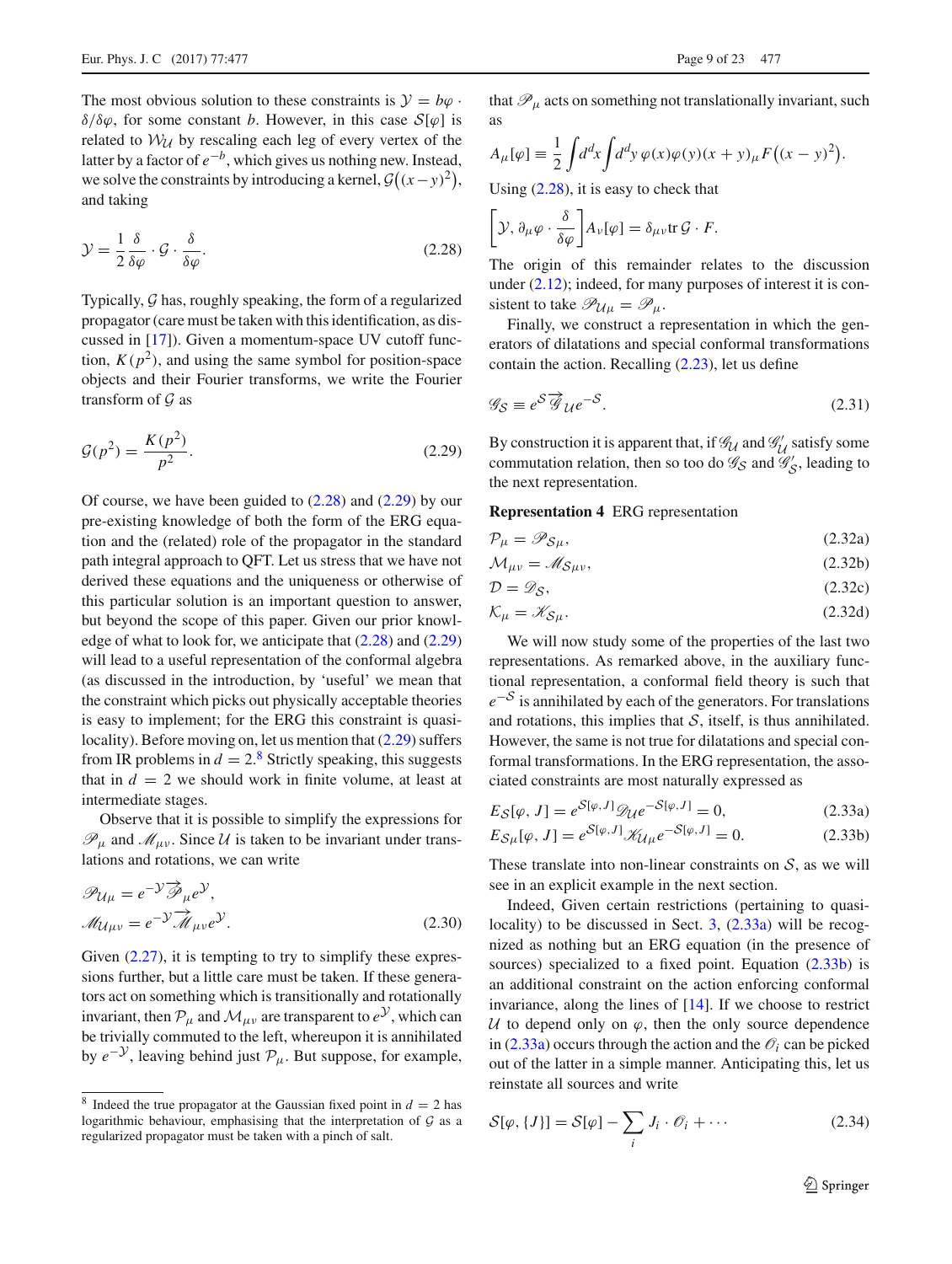The most obvious solution to these constraints is $\mathcal{Y} = b\varphi \cdot \delta/\delta\varphi$, for some constant $b$. However, in this case $\mathcal{S}[\varphi]$ is related to $\mathcal{W}_{\mathcal{U}}$ by rescaling each leg of every vertex of the latter by a factor of $e^{-b}$, which gives us nothing new. Instead, we solve the constraints by introducing a kernel, $\mathcal{G}\big((x-y)^2\big)$, and taking

$$\mathcal{Y} = \frac{1}{2}\frac{\delta}{\delta\varphi} \cdot \mathcal{G} \cdot \frac{\delta}{\delta\varphi}. \tag{2.28}$$

Typically, $\mathcal{G}$ has, roughly speaking, the form of a regularized propagator (care must be taken with this identification, as discussed in [17]). Given a momentum-space UV cutoff function, $K(p^2)$, and using the same symbol for position-space objects and their Fourier transforms, we write the Fourier transform of $\mathcal{G}$ as

$$\mathcal{G}(p^2) = \frac{K(p^2)}{p^2}. \tag{2.29}$$

Of course, we have been guided to (2.28) and (2.29) by our pre-existing knowledge of both the form of the ERG equation and the (related) role of the propagator in the standard path integral approach to QFT. Let us stress that we have not derived these equations and the uniqueness or otherwise of this particular solution is an important question to answer, but beyond the scope of this paper. Given our prior knowledge of what to look for, we anticipate that (2.28) and (2.29) will lead to a useful representation of the conformal algebra (as discussed in the introduction, by 'useful' we mean that the constraint which picks out physically acceptable theories is easy to implement; for the ERG this constraint is quasi-locality). Before moving on, let us mention that (2.29) suffers from IR problems in $d = 2$.[8] Strictly speaking, this suggests that in $d = 2$ we should work in finite volume, at least at intermediate stages.

Observe that it is possible to simplify the expressions for $\mathscr{P}_\mu$ and $\mathscr{M}_{\mu\nu}$. Since $\mathcal{U}$ is taken to be invariant under translations and rotations, we can write

$$\mathscr{P}_{\mathcal{U}\mu} = e^{-\mathcal{Y}}\overrightarrow{\mathscr{P}}_\mu e^{\mathcal{Y}},$$
$$\mathscr{M}_{\mathcal{U}\mu\nu} = e^{-\mathcal{Y}}\overrightarrow{\mathscr{M}}_{\mu\nu} e^{\mathcal{Y}}. \tag{2.30}$$

Given (2.27), it is tempting to try to simplify these expressions further, but a little care must be taken. If these generators act on something which is transitionally and rotationally invariant, then $\mathcal{P}_\mu$ and $\mathcal{M}_{\mu\nu}$ are transparent to $e^{\mathcal{Y}}$, which can be trivially commuted to the left, whereupon it is annihilated by $e^{-\mathcal{Y}}$, leaving behind just $\mathcal{P}_\mu$. But suppose, for example, that $\mathscr{P}_\mu$ acts on something not translationally invariant, such as

$$A_\mu[\varphi] \equiv \frac{1}{2}\int d^dx \int d^dy\, \varphi(x)\varphi(y)(x+y)_\mu F\big((x-y)^2\big).$$

Using (2.28), it is easy to check that

$$\left[\mathcal{Y}, \partial_\mu\varphi \cdot \frac{\delta}{\delta\varphi}\right] A_\nu[\varphi] = \delta_{\mu\nu} \mathrm{tr}\, \mathcal{G} \cdot F.$$

The origin of this remainder relates to the discussion under (2.12); indeed, for many purposes of interest it is consistent to take $\mathscr{P}_{\mathcal{U}\mu} = \mathscr{P}_\mu$.

Finally, we construct a representation in which the generators of dilatations and special conformal transformations contain the action. Recalling (2.23), let us define

$$\mathscr{G}_{\mathcal{S}} \equiv e^{\mathcal{S}}\overrightarrow{\mathscr{G}}_{\mathcal{U}} e^{-\mathcal{S}}. \tag{2.31}$$

By construction it is apparent that, if $\mathscr{G}_{\mathcal{U}}$ and $\mathscr{G}'_{\mathcal{U}}$ satisfy some commutation relation, then so too do $\mathscr{G}_{\mathcal{S}}$ and $\mathscr{G}'_{\mathcal{S}}$, leading to the next representation.

**Representation 4** ERG representation

$$\mathcal{P}_\mu = \mathscr{P}_{\mathcal{S}\mu}, \tag{2.32a}$$
$$\mathcal{M}_{\mu\nu} = \mathscr{M}_{\mathcal{S}\mu\nu}, \tag{2.32b}$$
$$\mathcal{D} = \mathscr{D}_{\mathcal{S}}, \tag{2.32c}$$
$$\mathcal{K}_\mu = \mathscr{K}_{\mathcal{S}\mu}. \tag{2.32d}$$

We will now study some of the properties of the last two representations. As remarked above, in the auxiliary functional representation, a conformal field theory is such that $e^{-\mathcal{S}}$ is annihilated by each of the generators. For translations and rotations, this implies that $\mathcal{S}$, itself, is thus annihilated. However, the same is not true for dilatations and special conformal transformations. In the ERG representation, the associated constraints are most naturally expressed as

$$E_{\mathcal{S}}[\varphi, J] = e^{\mathcal{S}[\varphi,J]}\mathscr{D}_{\mathcal{U}} e^{-\mathcal{S}[\varphi,J]} = 0, \tag{2.33a}$$
$$E_{\mathcal{S}\mu}[\varphi, J] = e^{\mathcal{S}[\varphi,J]}\mathscr{K}_{\mathcal{U}\mu} e^{-\mathcal{S}[\varphi,J]} = 0. \tag{2.33b}$$

These translate into non-linear constraints on $\mathcal{S}$, as we will see in an explicit example in the next section.

Indeed, Given certain restrictions (pertaining to quasi-locality) to be discussed in Sect. 3, (2.33a) will be recognized as nothing but an ERG equation (in the presence of sources) specialized to a fixed point. Equation (2.33b) is an additional constraint on the action enforcing conformal invariance, along the lines of [14]. If we choose to restrict $\mathcal{U}$ to depend only on $\varphi$, then the only source dependence in (2.33a) occurs through the action and the $\mathscr{O}_i$ can be picked out of the latter in a simple manner. Anticipating this, let us reinstate all sources and write

$$\mathcal{S}[\varphi, \{J\}] = \mathcal{S}[\varphi] - \sum_i J_i \cdot \mathscr{O}_i + \cdots \tag{2.34}$$

---

[8] Indeed the true propagator at the Gaussian fixed point in $d = 2$ has logarithmic behaviour, emphasising that the interpretation of $\mathcal{G}$ as a regularized propagator must be taken with a pinch of salt.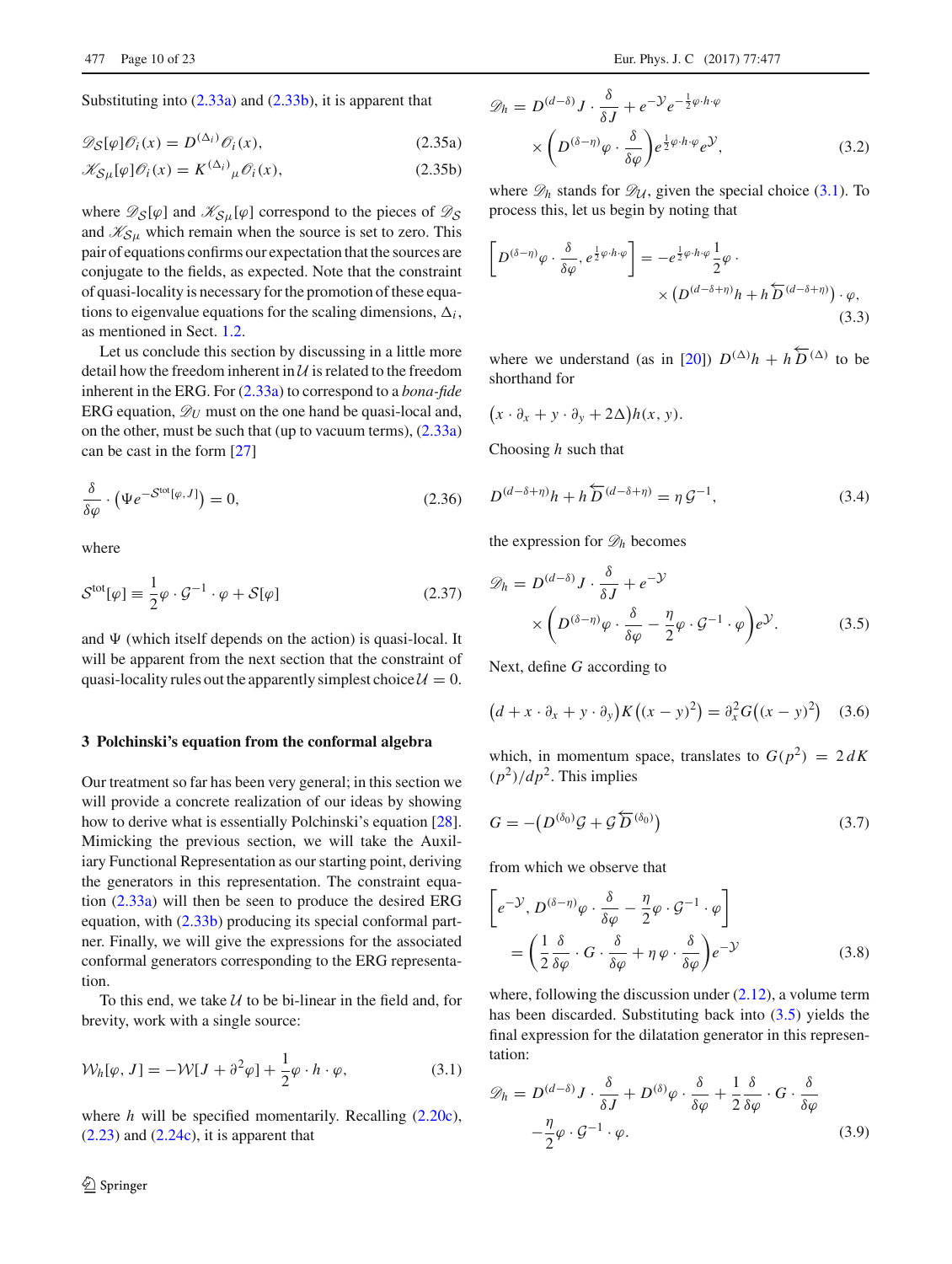Substituting into (2.33a) and (2.33b), it is apparent that

$$\mathscr{D}_{\mathcal{S}}[\varphi]\mathscr{O}_i(x) = D^{(\Delta_i)}\mathscr{O}_i(x), \tag{2.35a}$$

$$\mathscr{K}_{\mathcal{S}\mu}[\varphi]\mathscr{O}_i(x) = K^{(\Delta_i)}{}_{\mu}\mathscr{O}_i(x), \tag{2.35b}$$

where $\mathscr{D}_{\mathcal{S}}[\varphi]$ and $\mathscr{K}_{\mathcal{S}\mu}[\varphi]$ correspond to the pieces of $\mathscr{D}_{\mathcal{S}}$ and $\mathscr{K}_{\mathcal{S}\mu}$ which remain when the source is set to zero. This pair of equations confirms our expectation that the sources are conjugate to the fields, as expected. Note that the constraint of quasi-locality is necessary for the promotion of these equations to eigenvalue equations for the scaling dimensions, $\Delta_i$, as mentioned in Sect. 1.2.

Let us conclude this section by discussing in a little more detail how the freedom inherent in $\mathcal{U}$ is related to the freedom inherent in the ERG. For (2.33a) to correspond to a *bona-fide* ERG equation, $\mathscr{D}_U$ must on the one hand be quasi-local and, on the other, must be such that (up to vacuum terms), (2.33a) can be cast in the form [27]

$$\frac{\delta}{\delta\varphi}\cdot\left(\Psi e^{-\mathcal{S}^{\mathrm{tot}}[\varphi,J]}\right) = 0, \tag{2.36}$$

where

$$\mathcal{S}^{\mathrm{tot}}[\varphi] \equiv \frac{1}{2}\varphi\cdot\mathcal{G}^{-1}\cdot\varphi + \mathcal{S}[\varphi] \tag{2.37}$$

and $\Psi$ (which itself depends on the action) is quasi-local. It will be apparent from the next section that the constraint of quasi-locality rules out the apparently simplest choice $\mathcal{U} = 0$.

## 3 Polchinski's equation from the conformal algebra

Our treatment so far has been very general; in this section we will provide a concrete realization of our ideas by showing how to derive what is essentially Polchinski's equation [28]. Mimicking the previous section, we will take the Auxiliary Functional Representation as our starting point, deriving the generators in this representation. The constraint equation (2.33a) will then be seen to produce the desired ERG equation, with (2.33b) producing its special conformal partner. Finally, we will give the expressions for the associated conformal generators corresponding to the ERG representation.

To this end, we take $\mathcal{U}$ to be bi-linear in the field and, for brevity, work with a single source:

$$\mathcal{W}_h[\varphi, J] = -\mathcal{W}[J + \partial^2\varphi] + \frac{1}{2}\varphi\cdot h\cdot\varphi, \tag{3.1}$$

where $h$ will be specified momentarily. Recalling (2.20c), (2.23) and (2.24c), it is apparent that

$$\mathscr{D}_h = D^{(d-\delta)}J\cdot\frac{\delta}{\delta J} + e^{-\mathcal{Y}}e^{-\frac{1}{2}\varphi\cdot h\cdot\varphi} \times\left(D^{(\delta-\eta)}\varphi\cdot\frac{\delta}{\delta\varphi}\right)e^{\frac{1}{2}\varphi\cdot h\cdot\varphi}e^{\mathcal{Y}}, \tag{3.2}$$

where $\mathscr{D}_h$ stands for $\mathscr{D}_{\mathcal{U}}$, given the special choice (3.1). To process this, let us begin by noting that

$$\left[D^{(\delta-\eta)}\varphi\cdot\frac{\delta}{\delta\varphi}, e^{\frac{1}{2}\varphi\cdot h\cdot\varphi}\right] = -e^{\frac{1}{2}\varphi\cdot h\cdot\varphi}\frac{1}{2}\varphi\cdot \times\left(D^{(d-\delta+\eta)}h + h\overleftarrow{D}^{(d-\delta+\eta)}\right)\cdot\varphi, \tag{3.3}$$

where we understand (as in [20]) $D^{(\Delta)}h + h\overleftarrow{D}^{(\Delta)}$ to be shorthand for

$$\left(x\cdot\partial_x + y\cdot\partial_y + 2\Delta\right)h(x,y).$$

Choosing $h$ such that

$$D^{(d-\delta+\eta)}h + h\overleftarrow{D}^{(d-\delta+\eta)} = \eta\,\mathcal{G}^{-1}, \tag{3.4}$$

the expression for $\mathscr{D}_h$ becomes

$$\mathscr{D}_h = D^{(d-\delta)}J\cdot\frac{\delta}{\delta J} + e^{-\mathcal{Y}} \times\left(D^{(\delta-\eta)}\varphi\cdot\frac{\delta}{\delta\varphi} - \frac{\eta}{2}\varphi\cdot\mathcal{G}^{-1}\cdot\varphi\right)e^{\mathcal{Y}}. \tag{3.5}$$

Next, define $G$ according to

$$\left(d + x\cdot\partial_x + y\cdot\partial_y\right)K\left((x-y)^2\right) = \partial_x^2 G\left((x-y)^2\right) \tag{3.6}$$

which, in momentum space, translates to $G(p^2) = 2\,dK(p^2)/dp^2$. This implies

$$G = -\left(D^{(\delta_0)}\mathcal{G} + \mathcal{G}\overleftarrow{D}^{(\delta_0)}\right) \tag{3.7}$$

from which we observe that

$$\left[e^{-\mathcal{Y}}, D^{(\delta-\eta)}\varphi\cdot\frac{\delta}{\delta\varphi} - \frac{\eta}{2}\varphi\cdot\mathcal{G}^{-1}\cdot\varphi\right] = \left(\frac{1}{2}\frac{\delta}{\delta\varphi}\cdot G\cdot\frac{\delta}{\delta\varphi} + \eta\,\varphi\cdot\frac{\delta}{\delta\varphi}\right)e^{-\mathcal{Y}} \tag{3.8}$$

where, following the discussion under (2.12), a volume term has been discarded. Substituting back into (3.5) yields the final expression for the dilatation generator in this representation:

$$\mathscr{D}_h = D^{(d-\delta)}J\cdot\frac{\delta}{\delta J} + D^{(\delta)}\varphi\cdot\frac{\delta}{\delta\varphi} + \frac{1}{2}\frac{\delta}{\delta\varphi}\cdot G\cdot\frac{\delta}{\delta\varphi} - \frac{\eta}{2}\varphi\cdot\mathcal{G}^{-1}\cdot\varphi. \tag{3.9}$$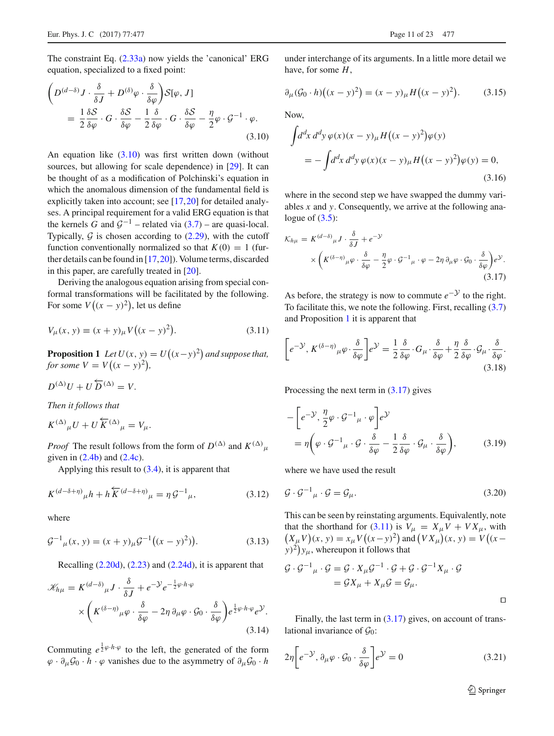The constraint Eq. (2.33a) now yields the 'canonical' ERG equation, specialized to a fixed point:

$$\left(D^{(d-\delta)} J \cdot \frac{\delta}{\delta J} + D^{(\delta)}\varphi \cdot \frac{\delta}{\delta \varphi}\right) \mathcal{S}[\varphi, J] = \frac{1}{2}\frac{\delta \mathcal{S}}{\delta \varphi} \cdot G \cdot \frac{\delta \mathcal{S}}{\delta \varphi} - \frac{1}{2}\frac{\delta}{\delta \varphi} \cdot G \cdot \frac{\delta \mathcal{S}}{\delta \varphi} - \frac{\eta}{2}\varphi \cdot \mathcal{G}^{-1} \cdot \varphi. \tag{3.10}$$

An equation like (3.10) was first written down (without sources, but allowing for scale dependence) in [29]. It can be thought of as a modification of Polchinski's equation in which the anomalous dimension of the fundamental field is explicitly taken into account; see [17,20] for detailed analyses. A principal requirement for a valid ERG equation is that the kernels $G$ and $\mathcal{G}^{-1}$ – related via (3.7) – are quasi-local. Typically, $\mathcal{G}$ is chosen according to (2.29), with the cutoff function conventionally normalized so that $K(0) = 1$ (further details can be found in [17,20]). Volume terms, discarded in this paper, are carefully treated in [20].

Deriving the analogous equation arising from special conformal transformations will be facilitated by the following. For some $V\big((x-y)^2\big)$, let us define

$$V_\mu(x, y) \equiv (x+y)_\mu V\big((x-y)^2\big). \tag{3.11}$$

**Proposition 1** *Let $U(x, y) = U\big((x-y)^2\big)$ and suppose that, for some $V = V\big((x-y)^2\big)$,*

$$D^{(\Delta)} U + U \overleftarrow{D}^{(\Delta)} = V.$$

*Then it follows that*

$$K^{(\Delta)}{}_\mu U + U \overleftarrow{K}^{(\Delta)}{}_\mu = V_\mu.$$

*Proof* The result follows from the form of $D^{(\Delta)}$ and $K^{(\Delta)}{}_\mu$ given in (2.4b) and (2.4c).

Applying this result to (3.4), it is apparent that

$$K^{(d-\delta+\eta)}{}_\mu h + h \overleftarrow{K}^{(d-\delta+\eta)}{}_\mu = \eta\, \mathcal{G}^{-1}{}_\mu, \tag{3.12}$$

where

$$\mathcal{G}^{-1}{}_\mu(x, y) = (x+y)_\mu \mathcal{G}^{-1}\big((x-y)^2\big). \tag{3.13}$$

Recalling (2.20d), (2.23) and (2.24d), it is apparent that

$$\mathscr{K}_{h\mu} = K^{(d-\delta)}{}_\mu J \cdot \frac{\delta}{\delta J} + e^{-\mathcal{Y}} e^{-\frac{1}{2}\varphi \cdot h \cdot \varphi} \times \left(K^{(\delta-\eta)}{}_\mu \varphi \cdot \frac{\delta}{\delta \varphi} - 2\eta\, \partial_\mu \varphi \cdot \mathcal{G}_0 \cdot \frac{\delta}{\delta \varphi}\right) e^{\frac{1}{2}\varphi \cdot h \cdot \varphi} e^{\mathcal{Y}}. \tag{3.14}$$

Commuting $e^{\frac{1}{2}\varphi \cdot h \cdot \varphi}$ to the left, the generated of the form $\varphi \cdot \partial_\mu \mathcal{G}_0 \cdot h \cdot \varphi$ vanishes due to the asymmetry of $\partial_\mu \mathcal{G}_0 \cdot h$ under interchange of its arguments. In a little more detail we have, for some $H$,

$$\partial_\mu (\mathcal{G}_0 \cdot h)\big((x-y)^2\big) = (x-y)_\mu H\big((x-y)^2\big). \tag{3.15}$$

Now,

$$\int d^d x\, d^d y\, \varphi(x)(x-y)_\mu H\big((x-y)^2\big)\varphi(y) = -\int d^d x\, d^d y\, \varphi(x)(x-y)_\mu H\big((x-y)^2\big)\varphi(y) = 0, \tag{3.16}$$

where in the second step we have swapped the dummy variables $x$ and $y$. Consequently, we arrive at the following analogue of (3.5):

$$\mathcal{K}_{h\mu} = K^{(d-\delta)}{}_\mu J \cdot \frac{\delta}{\delta J} + e^{-\mathcal{Y}} \times \left(K^{(\delta-\eta)}{}_\mu \varphi \cdot \frac{\delta}{\delta \varphi} - \frac{\eta}{2}\varphi \cdot \mathcal{G}^{-1}{}_\mu \cdot \varphi - 2\eta\, \partial_\mu \varphi \cdot \mathcal{G}_0 \cdot \frac{\delta}{\delta \varphi}\right) e^{\mathcal{Y}}. \tag{3.17}$$

As before, the strategy is now to commute $e^{-\mathcal{Y}}$ to the right. To facilitate this, we note the following. First, recalling (3.7) and Proposition 1 it is apparent that

$$\left[e^{-\mathcal{Y}}, K^{(\delta-\eta)}{}_\mu \varphi \cdot \frac{\delta}{\delta \varphi}\right] e^{\mathcal{Y}} = \frac{1}{2}\frac{\delta}{\delta \varphi} \cdot G_\mu \cdot \frac{\delta}{\delta \varphi} + \frac{\eta}{2}\frac{\delta}{\delta \varphi} \cdot \mathcal{G}_\mu \cdot \frac{\delta}{\delta \varphi}. \tag{3.18}$$

Processing the next term in (3.17) gives

$$-\left[e^{-\mathcal{Y}}, \frac{\eta}{2}\varphi \cdot \mathcal{G}^{-1}{}_\mu \cdot \varphi\right] e^{\mathcal{Y}} = \eta\left(\varphi \cdot \mathcal{G}^{-1}{}_\mu \cdot \mathcal{G} \cdot \frac{\delta}{\delta \varphi} - \frac{1}{2}\frac{\delta}{\delta \varphi} \cdot \mathcal{G}_\mu \cdot \frac{\delta}{\delta \varphi}\right), \tag{3.19}$$

where we have used the result

$$\mathcal{G} \cdot \mathcal{G}^{-1}{}_\mu \cdot \mathcal{G} = \mathcal{G}_\mu. \tag{3.20}$$

This can be seen by reinstating arguments. Equivalently, note that the shorthand for (3.11) is $V_\mu = X_\mu V + V X_\mu$, with $\big(X_\mu V\big)(x, y) = x_\mu V\big((x-y)^2\big)$ and $\big(V X_\mu\big)(x, y) = V\big((x-y)^2\big) y_\mu$, whereupon it follows that

$$\mathcal{G} \cdot \mathcal{G}^{-1}{}_\mu \cdot \mathcal{G} = \mathcal{G} \cdot X_\mu \mathcal{G}^{-1} \cdot \mathcal{G} + \mathcal{G} \cdot \mathcal{G}^{-1} X_\mu \cdot \mathcal{G} = \mathcal{G} X_\mu + X_\mu \mathcal{G} = \mathcal{G}_\mu.$$

□

Finally, the last term in (3.17) gives, on account of translational invariance of $\mathcal{G}_0$:

$$2\eta\left[e^{-\mathcal{Y}}, \partial_\mu \varphi \cdot \mathcal{G}_0 \cdot \frac{\delta}{\delta \varphi}\right] e^{\mathcal{Y}} = 0 \tag{3.21}$$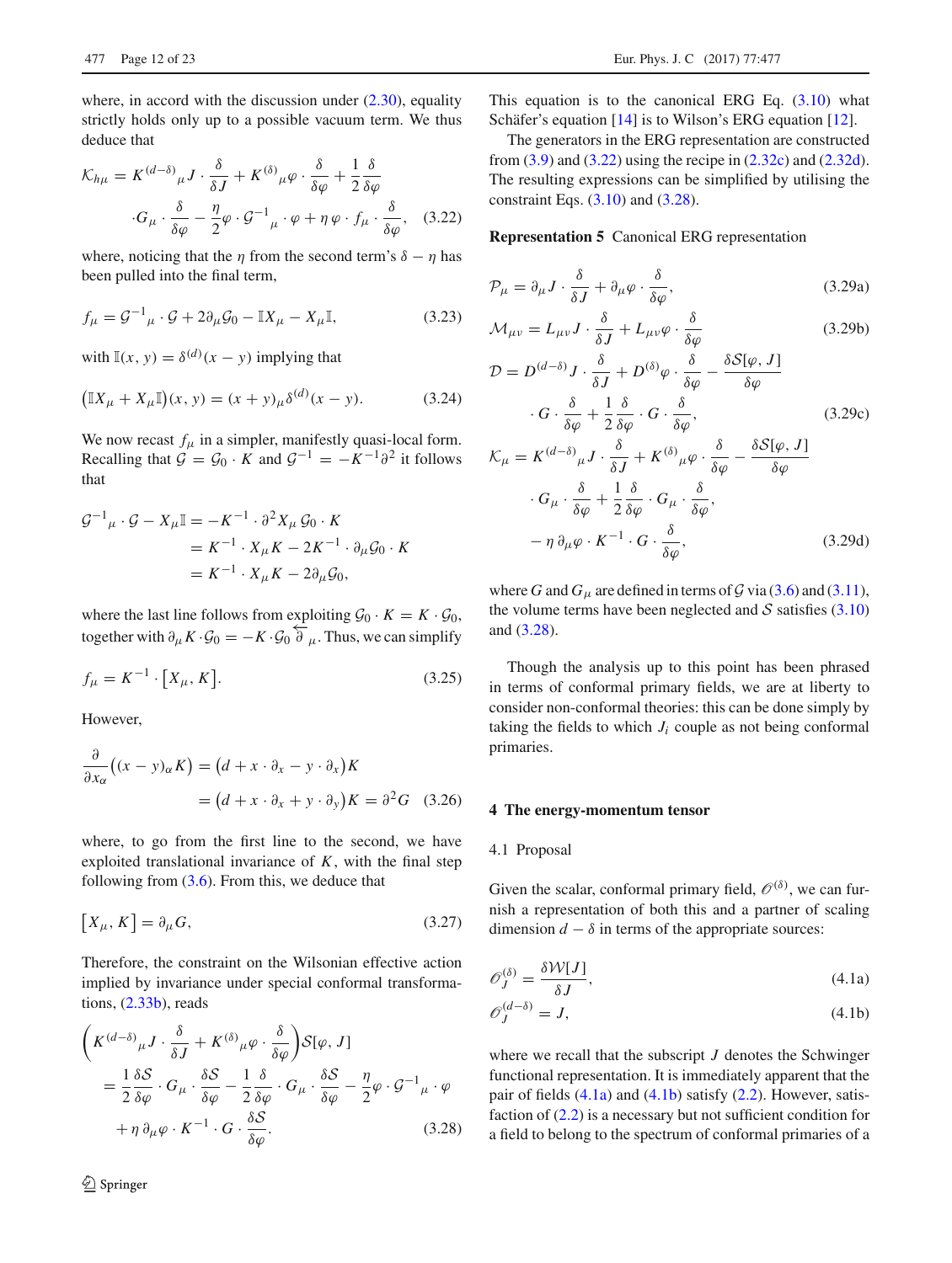where, in accord with the discussion under (2.30), equality strictly holds only up to a possible vacuum term. We thus deduce that

$$\mathcal{K}_{h\mu} = K^{(d-\delta)}{}_{\mu} J \cdot \frac{\delta}{\delta J} + K^{(\delta)}{}_{\mu}\varphi \cdot \frac{\delta}{\delta \varphi} + \frac{1}{2}\frac{\delta}{\delta\varphi} \cdot G_{\mu} \cdot \frac{\delta}{\delta\varphi} - \frac{\eta}{2}\varphi \cdot \mathcal{G}^{-1}{}_{\mu} \cdot \varphi + \eta\, \varphi \cdot f_{\mu} \cdot \frac{\delta}{\delta\varphi}, \quad (3.22)$$

where, noticing that the $\eta$ from the second term's $\delta - \eta$ has been pulled into the final term,

$$f_{\mu} = \mathcal{G}^{-1}{}_{\mu} \cdot \mathcal{G} + 2\partial_{\mu}\mathcal{G}_0 - \mathbb{I}X_{\mu} - X_{\mu}\mathbb{I}, \quad (3.23)$$

with $\mathbb{I}(x,y) = \delta^{(d)}(x-y)$ implying that

$$\big(\mathbb{I}X_{\mu} + X_{\mu}\mathbb{I}\big)(x,y) = (x+y)_{\mu}\delta^{(d)}(x-y). \quad (3.24)$$

We now recast $f_{\mu}$ in a simpler, manifestly quasi-local form. Recalling that $\mathcal{G} = \mathcal{G}_0 \cdot K$ and $\mathcal{G}^{-1} = -K^{-1}\partial^2$ it follows that

$$\begin{aligned}\mathcal{G}^{-1}{}_{\mu} \cdot \mathcal{G} - X_{\mu}\mathbb{I} &= -K^{-1} \cdot \partial^2 X_{\mu}\, \mathcal{G}_0 \cdot K \\ &= K^{-1} \cdot X_{\mu}K - 2K^{-1} \cdot \partial_{\mu}\mathcal{G}_0 \cdot K \\ &= K^{-1} \cdot X_{\mu}K - 2\partial_{\mu}\mathcal{G}_0,\end{aligned}$$

where the last line follows from exploiting $\mathcal{G}_0 \cdot K = K \cdot \mathcal{G}_0$, together with $\partial_{\mu}K \cdot \mathcal{G}_0 = -K \cdot \mathcal{G}_0 \overleftarrow{\partial}_{\mu}$. Thus, we can simplify

$$f_{\mu} = K^{-1} \cdot \big[X_{\mu}, K\big]. \quad (3.25)$$

However,

$$\begin{aligned}\frac{\partial}{\partial x_{\alpha}}\big((x-y)_{\alpha}K\big) &= \big(d + x\cdot\partial_x - y\cdot\partial_x\big)K \\ &= \big(d + x\cdot\partial_x + y\cdot\partial_y\big)K = \partial^2 G \quad (3.26)\end{aligned}$$

where, to go from the first line to the second, we have exploited translational invariance of $K$, with the final step following from (3.6). From this, we deduce that

$$\big[X_{\mu}, K\big] = \partial_{\mu}G, \quad (3.27)$$

Therefore, the constraint on the Wilsonian effective action implied by invariance under special conformal transformations, (2.33b), reads

$$\begin{aligned}&\left(K^{(d-\delta)}{}_{\mu}J \cdot \frac{\delta}{\delta J} + K^{(\delta)}{}_{\mu}\varphi \cdot \frac{\delta}{\delta\varphi}\right)\mathcal{S}[\varphi, J] \\ &= \frac{1}{2}\frac{\delta\mathcal{S}}{\delta\varphi} \cdot G_{\mu} \cdot \frac{\delta\mathcal{S}}{\delta\varphi} - \frac{1}{2}\frac{\delta}{\delta\varphi} \cdot G_{\mu} \cdot \frac{\delta\mathcal{S}}{\delta\varphi} - \frac{\eta}{2}\varphi \cdot \mathcal{G}^{-1}{}_{\mu} \cdot \varphi \\ &\quad + \eta\, \partial_{\mu}\varphi \cdot K^{-1} \cdot G \cdot \frac{\delta\mathcal{S}}{\delta\varphi}. \quad (3.28)\end{aligned}$$

This equation is to the canonical ERG Eq. (3.10) what Schäfer's equation [14] is to Wilson's ERG equation [12].

The generators in the ERG representation are constructed from (3.9) and (3.22) using the recipe in (2.32c) and (2.32d). The resulting expressions can be simplified by utilising the constraint Eqs. (3.10) and (3.28).

**Representation 5** Canonical ERG representation

$$\mathcal{P}_{\mu} = \partial_{\mu}J \cdot \frac{\delta}{\delta J} + \partial_{\mu}\varphi \cdot \frac{\delta}{\delta\varphi}, \quad (3.29a)$$

$$\mathcal{M}_{\mu\nu} = L_{\mu\nu}J \cdot \frac{\delta}{\delta J} + L_{\mu\nu}\varphi \cdot \frac{\delta}{\delta\varphi} \quad (3.29b)$$

$$\mathcal{D} = D^{(d-\delta)}J \cdot \frac{\delta}{\delta J} + D^{(\delta)}\varphi \cdot \frac{\delta}{\delta\varphi} - \frac{\delta\mathcal{S}[\varphi, J]}{\delta\varphi} \cdot G \cdot \frac{\delta}{\delta\varphi} + \frac{1}{2}\frac{\delta}{\delta\varphi} \cdot G \cdot \frac{\delta}{\delta\varphi}, \quad (3.29c)$$

$$\begin{aligned}\mathcal{K}_{\mu} &= K^{(d-\delta)}{}_{\mu}J \cdot \frac{\delta}{\delta J} + K^{(\delta)}{}_{\mu}\varphi \cdot \frac{\delta}{\delta\varphi} - \frac{\delta\mathcal{S}[\varphi, J]}{\delta\varphi} \\ &\quad \cdot G_{\mu} \cdot \frac{\delta}{\delta\varphi} + \frac{1}{2}\frac{\delta}{\delta\varphi} \cdot G_{\mu} \cdot \frac{\delta}{\delta\varphi}, \\ &\quad - \eta\, \partial_{\mu}\varphi \cdot K^{-1} \cdot G \cdot \frac{\delta}{\delta\varphi}, \quad (3.29d)\end{aligned}$$

where $G$ and $G_{\mu}$ are defined in terms of $\mathcal{G}$ via (3.6) and (3.11), the volume terms have been neglected and $\mathcal{S}$ satisfies (3.10) and (3.28).

Though the analysis up to this point has been phrased in terms of conformal primary fields, we are at liberty to consider non-conformal theories: this can be done simply by taking the fields to which $J_i$ couple as not being conformal primaries.

## 4 The energy-momentum tensor

### 4.1 Proposal

Given the scalar, conformal primary field, $\mathscr{O}^{(\delta)}$, we can furnish a representation of both this and a partner of scaling dimension $d - \delta$ in terms of the appropriate sources:

$$\mathscr{O}^{(\delta)}_J = \frac{\delta\mathcal{W}[J]}{\delta J}, \quad (4.1a)$$

$$\mathscr{O}^{(d-\delta)}_J = J, \quad (4.1b)$$

where we recall that the subscript $J$ denotes the Schwinger functional representation. It is immediately apparent that the pair of fields (4.1a) and (4.1b) satisfy (2.2). However, satisfaction of (2.2) is a necessary but not sufficient condition for a field to belong to the spectrum of conformal primaries of a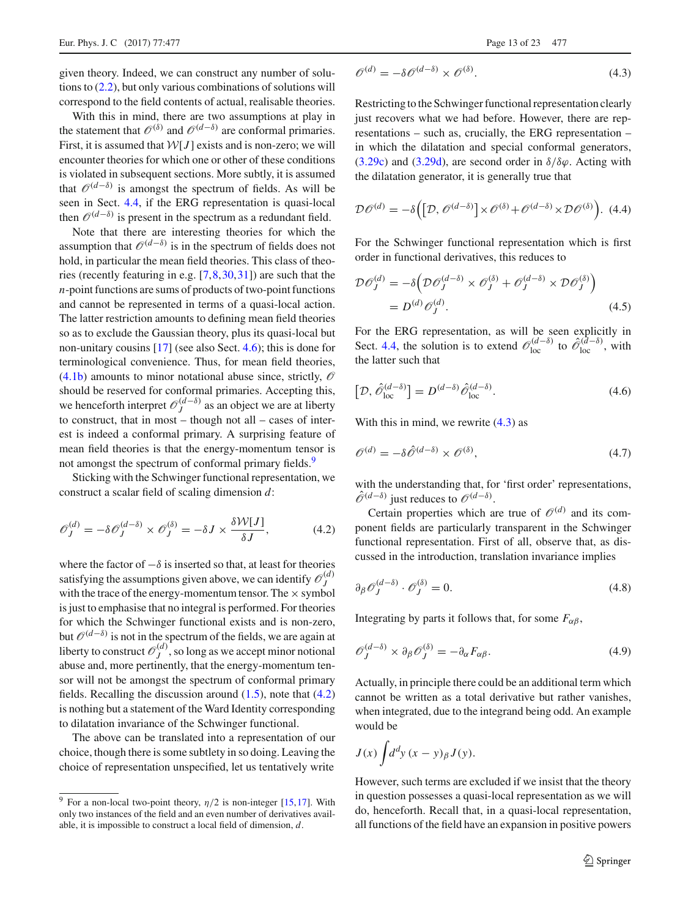given theory. Indeed, we can construct any number of solutions to (2.2), but only various combinations of solutions will correspond to the field contents of actual, realisable theories.

With this in mind, there are two assumptions at play in the statement that $\mathscr{O}^{(\delta)}$ and $\mathscr{O}^{(d-\delta)}$ are conformal primaries. First, it is assumed that $\mathcal{W}[J]$ exists and is non-zero; we will encounter theories for which one or other of these conditions is violated in subsequent sections. More subtly, it is assumed that $\mathscr{O}^{(d-\delta)}$ is amongst the spectrum of fields. As will be seen in Sect. 4.4, if the ERG representation is quasi-local then $\mathscr{O}^{(d-\delta)}$ is present in the spectrum as a redundant field.

Note that there are interesting theories for which the assumption that $\mathscr{O}^{(d-\delta)}$ is in the spectrum of fields does not hold, in particular the mean field theories. This class of theories (recently featuring in e.g. [7,8,30,31]) are such that the $n$-point functions are sums of products of two-point functions and cannot be represented in terms of a quasi-local action. The latter restriction amounts to defining mean field theories so as to exclude the Gaussian theory, plus its quasi-local but non-unitary cousins [17] (see also Sect. 4.6); this is done for terminological convenience. Thus, for mean field theories, (4.1b) amounts to minor notational abuse since, strictly, $\mathscr{O}$ should be reserved for conformal primaries. Accepting this, we henceforth interpret $\mathscr{O}^{(d-\delta)}_J$ as an object we are at liberty to construct, that in most – though not all – cases of interest is indeed a conformal primary. A surprising feature of mean field theories is that the energy-momentum tensor is not amongst the spectrum of conformal primary fields.[9]

Sticking with the Schwinger functional representation, we construct a scalar field of scaling dimension $d$:

$$
\mathscr{O}^{(d)}_J = -\delta \mathscr{O}^{(d-\delta)}_J \times \mathscr{O}^{(\delta)}_J = -\delta J \times \frac{\delta \mathcal{W}[J]}{\delta J}, \tag{4.2}
$$

where the factor of $-\delta$ is inserted so that, at least for theories satisfying the assumptions given above, we can identify $\mathscr{O}^{(d)}_J$ with the trace of the energy-momentum tensor. The $\times$ symbol is just to emphasise that no integral is performed. For theories for which the Schwinger functional exists and is non-zero, but $\mathscr{O}^{(d-\delta)}$ is not in the spectrum of the fields, we are again at liberty to construct $\mathscr{O}^{(d)}_J$, so long as we accept minor notional abuse and, more pertinently, that the energy-momentum tensor will not be amongst the spectrum of conformal primary fields. Recalling the discussion around (1.5), note that (4.2) is nothing but a statement of the Ward Identity corresponding to dilatation invariance of the Schwinger functional.

The above can be translated into a representation of our choice, though there is some subtlety in so doing. Leaving the choice of representation unspecified, let us tentatively write

$$
\mathscr{O}^{(d)} = -\delta \mathscr{O}^{(d-\delta)} \times \mathscr{O}^{(\delta)}. \tag{4.3}
$$

Restricting to the Schwinger functional representation clearly just recovers what we had before. However, there are representations – such as, crucially, the ERG representation – in which the dilatation and special conformal generators, (3.29c) and (3.29d), are second order in $\delta/\delta\varphi$. Acting with the dilatation generator, it is generally true that

$$
\mathcal{D}\mathscr{O}^{(d)} = -\delta\Big(\big[\mathcal{D}, \mathscr{O}^{(d-\delta)}\big] \times \mathscr{O}^{(\delta)} + \mathscr{O}^{(d-\delta)} \times \mathcal{D}\mathscr{O}^{(\delta)}\Big). \tag{4.4}
$$

For the Schwinger functional representation which is first order in functional derivatives, this reduces to

$$
\begin{aligned}
\mathcal{D}\mathscr{O}^{(d)}_J &= -\delta\Big(\mathcal{D}\mathscr{O}^{(d-\delta)}_J \times \mathscr{O}^{(\delta)}_J + \mathscr{O}^{(d-\delta)}_J \times \mathcal{D}\mathscr{O}^{(\delta)}_J\Big) \\
&= D^{(d)} \mathscr{O}^{(d)}_J.
\end{aligned} \tag{4.5}
$$

For the ERG representation, as will be seen explicitly in Sect. 4.4, the solution is to extend $\mathscr{O}^{(d-\delta)}_{\mathrm{loc}}$ to $\hat{\mathscr{O}}^{(d-\delta)}_{\mathrm{loc}}$, with the latter such that

$$
\big[\mathcal{D}, \hat{\mathscr{O}}^{(d-\delta)}_{\mathrm{loc}}\big] = D^{(d-\delta)} \hat{\mathscr{O}}^{(d-\delta)}_{\mathrm{loc}}. \tag{4.6}
$$

With this in mind, we rewrite (4.3) as

$$
\mathscr{O}^{(d)} = -\delta \hat{\mathscr{O}}^{(d-\delta)} \times \mathscr{O}^{(\delta)}, \tag{4.7}
$$

with the understanding that, for 'first order' representations, $\hat{\mathscr{O}}^{(d-\delta)}$ just reduces to $\mathscr{O}^{(d-\delta)}$.

Certain properties which are true of $\mathscr{O}^{(d)}$ and its component fields are particularly transparent in the Schwinger functional representation. First of all, observe that, as discussed in the introduction, translation invariance implies

$$
\partial_\beta \mathscr{O}^{(d-\delta)}_J \cdot \mathscr{O}^{(\delta)}_J = 0. \tag{4.8}
$$

Integrating by parts it follows that, for some $F_{\alpha\beta}$,

$$
\mathscr{O}^{(d-\delta)}_J \times \partial_\beta \mathscr{O}^{(\delta)}_J = -\partial_\alpha F_{\alpha\beta}. \tag{4.9}
$$

Actually, in principle there could be an additional term which cannot be written as a total derivative but rather vanishes, when integrated, due to the integrand being odd. An example would be

$$
J(x) \int d^d y\, (x-y)_\beta J(y).
$$

However, such terms are excluded if we insist that the theory in question possesses a quasi-local representation as we will do, henceforth. Recall that, in a quasi-local representation, all functions of the field have an expansion in positive powers

---

[9] For a non-local two-point theory, $\eta/2$ is non-integer [15,17]. With only two instances of the field and an even number of derivatives available, it is impossible to construct a local field of dimension, $d$.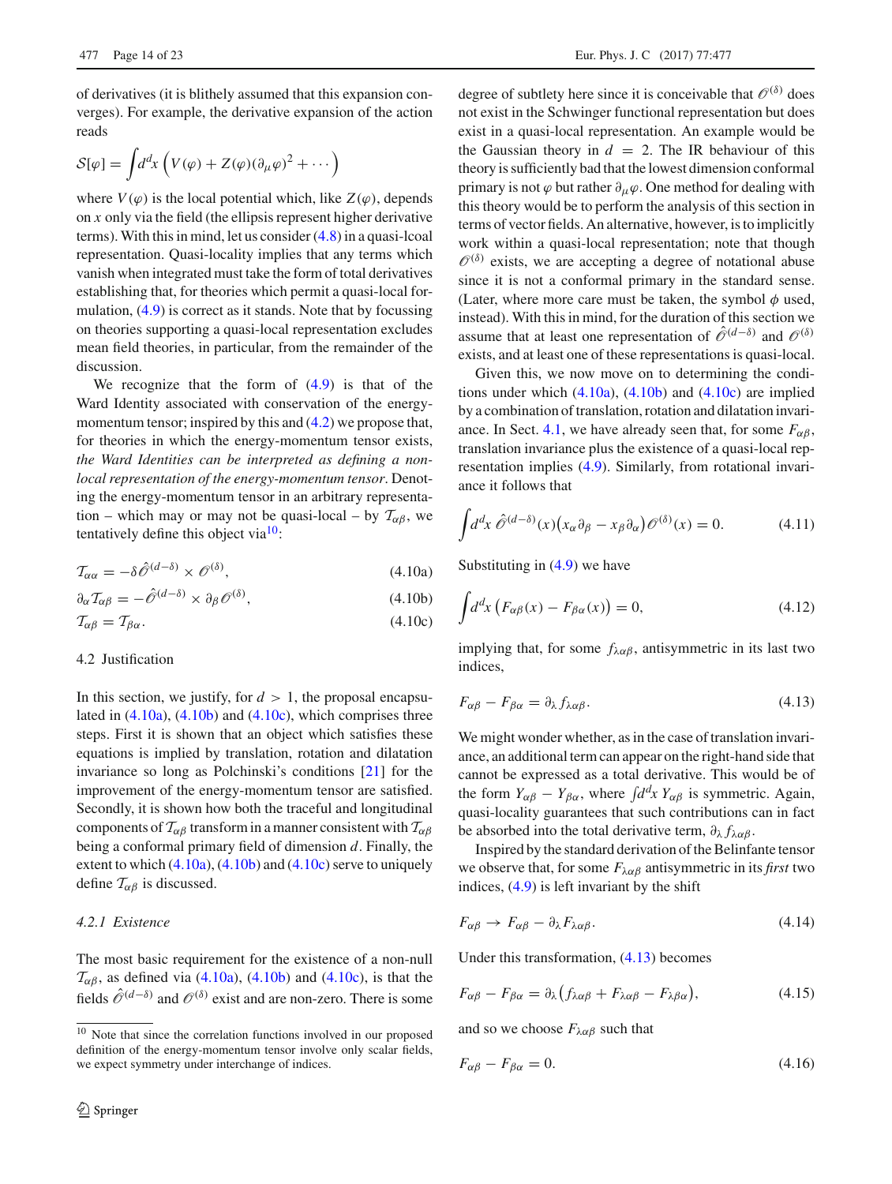of derivatives (it is blithely assumed that this expansion converges). For example, the derivative expansion of the action reads

$$\mathcal{S}[\varphi] = \int d^d x \left( V(\varphi) + Z(\varphi)(\partial_\mu \varphi)^2 + \cdots \right)$$

where $V(\varphi)$ is the local potential which, like $Z(\varphi)$, depends on $x$ only via the field (the ellipsis represent higher derivative terms). With this in mind, let us consider (4.8) in a quasi-lcoal representation. Quasi-locality implies that any terms which vanish when integrated must take the form of total derivatives establishing that, for theories which permit a quasi-local formulation, (4.9) is correct as it stands. Note that by focussing on theories supporting a quasi-local representation excludes mean field theories, in particular, from the remainder of the discussion.

We recognize that the form of (4.9) is that of the Ward Identity associated with conservation of the energy-momentum tensor; inspired by this and (4.2) we propose that, for theories in which the energy-momentum tensor exists, *the Ward Identities can be interpreted as defining a non-local representation of the energy-momentum tensor*. Denoting the energy-momentum tensor in an arbitrary representation – which may or may not be quasi-local – by $\mathcal{T}_{\alpha\beta}$, we tentatively define this object via[10]:

$$\mathcal{T}_{\alpha\alpha} = -\delta \hat{\mathcal{O}}^{(d-\delta)} \times \mathcal{O}^{(\delta)}, \tag{4.10a}$$

$$\partial_\alpha \mathcal{T}_{\alpha\beta} = -\hat{\mathcal{O}}^{(d-\delta)} \times \partial_\beta \mathcal{O}^{(\delta)}, \tag{4.10b}$$

$$\mathcal{T}_{\alpha\beta} = \mathcal{T}_{\beta\alpha}. \tag{4.10c}$$

### 4.2 Justification

In this section, we justify, for $d > 1$, the proposal encapsulated in (4.10a), (4.10b) and (4.10c), which comprises three steps. First it is shown that an object which satisfies these equations is implied by translation, rotation and dilatation invariance so long as Polchinski's conditions [21] for the improvement of the energy-momentum tensor are satisfied. Secondly, it is shown how both the traceful and longitudinal components of $\mathcal{T}_{\alpha\beta}$ transform in a manner consistent with $\mathcal{T}_{\alpha\beta}$ being a conformal primary field of dimension $d$. Finally, the extent to which (4.10a), (4.10b) and (4.10c) serve to uniquely define $\mathcal{T}_{\alpha\beta}$ is discussed.

#### 4.2.1 Existence

The most basic requirement for the existence of a non-null $\mathcal{T}_{\alpha\beta}$, as defined via (4.10a), (4.10b) and (4.10c), is that the fields $\hat{\mathcal{O}}^{(d-\delta)}$ and $\mathcal{O}^{(\delta)}$ exist and are non-zero. There is some degree of subtlety here since it is conceivable that $\mathcal{O}^{(\delta)}$ does not exist in the Schwinger functional representation but does exist in a quasi-local representation. An example would be the Gaussian theory in $d = 2$. The IR behaviour of this theory is sufficiently bad that the lowest dimension conformal primary is not $\varphi$ but rather $\partial_\mu \varphi$. One method for dealing with this theory would be to perform the analysis of this section in terms of vector fields. An alternative, however, is to implicitly work within a quasi-local representation; note that though $\mathcal{O}^{(\delta)}$ exists, we are accepting a degree of notational abuse since it is not a conformal primary in the standard sense. (Later, where more care must be taken, the symbol $\phi$ used, instead). With this in mind, for the duration of this section we assume that at least one representation of $\hat{\mathcal{O}}^{(d-\delta)}$ and $\mathcal{O}^{(\delta)}$ exists, and at least one of these representations is quasi-local.

Given this, we now move on to determining the conditions under which (4.10a), (4.10b) and (4.10c) are implied by a combination of translation, rotation and dilatation invariance. In Sect. 4.1, we have already seen that, for some $F_{\alpha\beta}$, translation invariance plus the existence of a quasi-local representation implies (4.9). Similarly, from rotational invariance it follows that

$$\int d^d x \, \hat{\mathcal{O}}^{(d-\delta)}(x) \big( x_\alpha \partial_\beta - x_\beta \partial_\alpha \big) \mathcal{O}^{(\delta)}(x) = 0. \tag{4.11}$$

Substituting in (4.9) we have

$$\int d^d x \, \big( F_{\alpha\beta}(x) - F_{\beta\alpha}(x) \big) = 0, \tag{4.12}$$

implying that, for some $f_{\lambda\alpha\beta}$, antisymmetric in its last two indices,

$$F_{\alpha\beta} - F_{\beta\alpha} = \partial_\lambda f_{\lambda\alpha\beta}. \tag{4.13}$$

We might wonder whether, as in the case of translation invariance, an additional term can appear on the right-hand side that cannot be expressed as a total derivative. This would be of the form $Y_{\alpha\beta} - Y_{\beta\alpha}$, where $\int d^d x \, Y_{\alpha\beta}$ is symmetric. Again, quasi-locality guarantees that such contributions can in fact be absorbed into the total derivative term, $\partial_\lambda f_{\lambda\alpha\beta}$.

Inspired by the standard derivation of the Belinfante tensor we observe that, for some $F_{\lambda\alpha\beta}$ antisymmetric in its *first* two indices, (4.9) is left invariant by the shift

$$F_{\alpha\beta} \to F_{\alpha\beta} - \partial_\lambda F_{\lambda\alpha\beta}. \tag{4.14}$$

Under this transformation, (4.13) becomes

$$F_{\alpha\beta} - F_{\beta\alpha} = \partial_\lambda \big( f_{\lambda\alpha\beta} + F_{\lambda\alpha\beta} - F_{\lambda\beta\alpha} \big), \tag{4.15}$$

and so we choose $F_{\lambda\alpha\beta}$ such that

$$F_{\alpha\beta} - F_{\beta\alpha} = 0. \tag{4.16}$$

---

[10] Note that since the correlation functions involved in our proposed definition of the energy-momentum tensor involve only scalar fields, we expect symmetry under interchange of indices.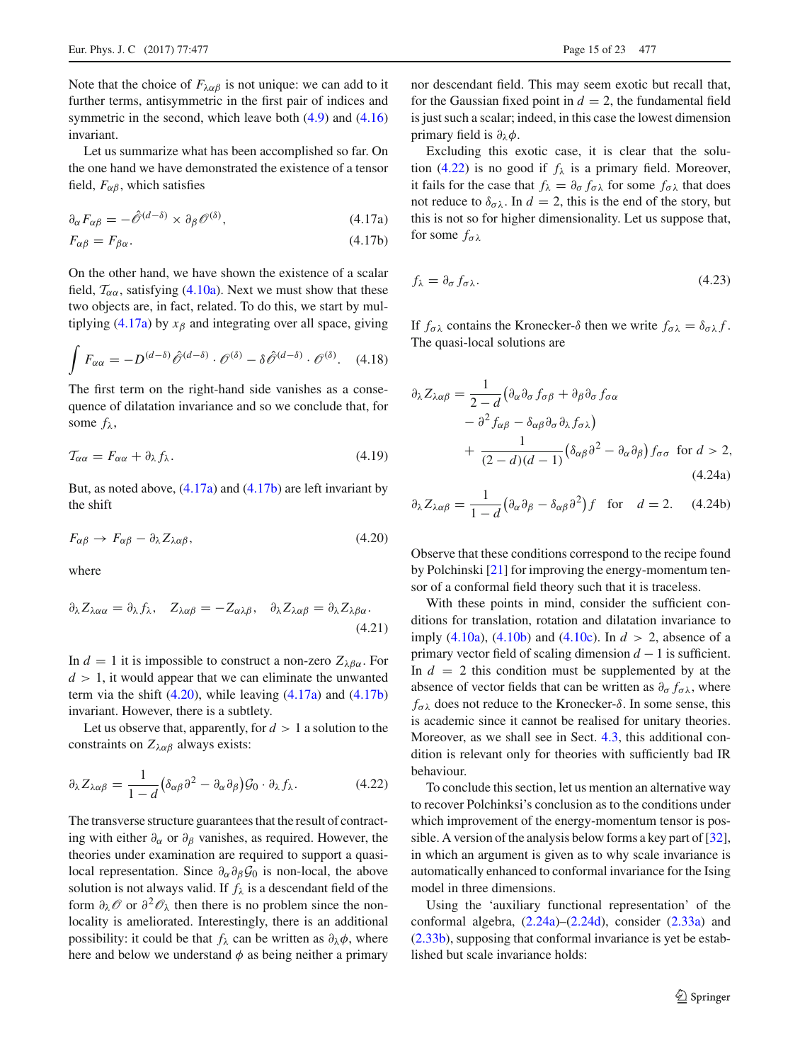Note that the choice of $F_{\lambda\alpha\beta}$ is not unique: we can add to it further terms, antisymmetric in the first pair of indices and symmetric in the second, which leave both (4.9) and (4.16) invariant.

Let us summarize what has been accomplished so far. On the one hand we have demonstrated the existence of a tensor field, $F_{\alpha\beta}$, which satisfies

$$\partial_\alpha F_{\alpha\beta} = -\hat{\mathscr{O}}^{(d-\delta)} \times \partial_\beta \mathscr{O}^{(\delta)}, \tag{4.17a}$$

$$F_{\alpha\beta} = F_{\beta\alpha}. \tag{4.17b}$$

On the other hand, we have shown the existence of a scalar field, $\mathcal{T}_{\alpha\alpha}$, satisfying (4.10a). Next we must show that these two objects are, in fact, related. To do this, we start by multiplying (4.17a) by $x_\beta$ and integrating over all space, giving

$$\int F_{\alpha\alpha} = -D^{(d-\delta)}\hat{\mathscr{O}}^{(d-\delta)} \cdot \mathscr{O}^{(\delta)} - \delta\hat{\mathscr{O}}^{(d-\delta)} \cdot \mathscr{O}^{(\delta)}. \tag{4.18}$$

The first term on the right-hand side vanishes as a consequence of dilatation invariance and so we conclude that, for some $f_\lambda$,

$$\mathcal{T}_{\alpha\alpha} = F_{\alpha\alpha} + \partial_\lambda f_\lambda. \tag{4.19}$$

But, as noted above, (4.17a) and (4.17b) are left invariant by the shift

$$F_{\alpha\beta} \to F_{\alpha\beta} - \partial_\lambda Z_{\lambda\alpha\beta}, \tag{4.20}$$

where

$$\partial_\lambda Z_{\lambda\alpha\alpha} = \partial_\lambda f_\lambda, \quad Z_{\lambda\alpha\beta} = -Z_{\alpha\lambda\beta}, \quad \partial_\lambda Z_{\lambda\alpha\beta} = \partial_\lambda Z_{\lambda\beta\alpha}. \tag{4.21}$$

In $d = 1$ it is impossible to construct a non-zero $Z_{\lambda\beta\alpha}$. For $d > 1$, it would appear that we can eliminate the unwanted term via the shift (4.20), while leaving (4.17a) and (4.17b) invariant. However, there is a subtlety.

Let us observe that, apparently, for $d > 1$ a solution to the constraints on $Z_{\lambda\alpha\beta}$ always exists:

$$\partial_\lambda Z_{\lambda\alpha\beta} = \frac{1}{1-d}\big(\delta_{\alpha\beta}\partial^2 - \partial_\alpha\partial_\beta\big)\mathcal{G}_0 \cdot \partial_\lambda f_\lambda. \tag{4.22}$$

The transverse structure guarantees that the result of contracting with either $\partial_\alpha$ or $\partial_\beta$ vanishes, as required. However, the theories under examination are required to support a quasi-local representation. Since $\partial_\alpha\partial_\beta\mathcal{G}_0$ is non-local, the above solution is not always valid. If $f_\lambda$ is a descendant field of the form $\partial_\lambda\mathscr{O}$ or $\partial^2\mathscr{O}_\lambda$ then there is no problem since the non-locality is ameliorated. Interestingly, there is an additional possibility: it could be that $f_\lambda$ can be written as $\partial_\lambda\phi$, where here and below we understand $\phi$ as being neither a primary nor descendant field. This may seem exotic but recall that, for the Gaussian fixed point in $d = 2$, the fundamental field is just such a scalar; indeed, in this case the lowest dimension primary field is $\partial_\lambda\phi$.

Excluding this exotic case, it is clear that the solution (4.22) is no good if $f_\lambda$ is a primary field. Moreover, it fails for the case that $f_\lambda = \partial_\sigma f_{\sigma\lambda}$ for some $f_{\sigma\lambda}$ that does not reduce to $\delta_{\sigma\lambda}$. In $d = 2$, this is the end of the story, but this is not so for higher dimensionality. Let us suppose that, for some $f_{\sigma\lambda}$

$$f_\lambda = \partial_\sigma f_{\sigma\lambda}. \tag{4.23}$$

If $f_{\sigma\lambda}$ contains the Kronecker-$\delta$ then we write $f_{\sigma\lambda} = \delta_{\sigma\lambda} f$. The quasi-local solutions are

$$\begin{aligned}\partial_\lambda Z_{\lambda\alpha\beta} = &\frac{1}{2-d}\big(\partial_\alpha\partial_\sigma f_{\sigma\beta} + \partial_\beta\partial_\sigma f_{\sigma\alpha} \\ &- \partial^2 f_{\alpha\beta} - \delta_{\alpha\beta}\partial_\sigma\partial_\lambda f_{\sigma\lambda}\big) \\ &+ \frac{1}{(2-d)(d-1)}\big(\delta_{\alpha\beta}\partial^2 - \partial_\alpha\partial_\beta\big) f_{\sigma\sigma} \quad \text{for } d > 2,\end{aligned} \tag{4.24a}$$

$$\partial_\lambda Z_{\lambda\alpha\beta} = \frac{1}{1-d}\big(\partial_\alpha\partial_\beta - \delta_{\alpha\beta}\partial^2\big) f \quad \text{for} \quad d = 2. \tag{4.24b}$$

Observe that these conditions correspond to the recipe found by Polchinski [21] for improving the energy-momentum tensor of a conformal field theory such that it is traceless.

With these points in mind, consider the sufficient conditions for translation, rotation and dilatation invariance to imply (4.10a), (4.10b) and (4.10c). In $d > 2$, absence of a primary vector field of scaling dimension $d - 1$ is sufficient. In $d = 2$ this condition must be supplemented by at the absence of vector fields that can be written as $\partial_\sigma f_{\sigma\lambda}$, where $f_{\sigma\lambda}$ does not reduce to the Kronecker-$\delta$. In some sense, this is academic since it cannot be realised for unitary theories. Moreover, as we shall see in Sect. 4.3, this additional condition is relevant only for theories with sufficiently bad IR behaviour.

To conclude this section, let us mention an alternative way to recover Polchinksi's conclusion as to the conditions under which improvement of the energy-momentum tensor is possible. A version of the analysis below forms a key part of [32], in which an argument is given as to why scale invariance is automatically enhanced to conformal invariance for the Ising model in three dimensions.

Using the 'auxiliary functional representation' of the conformal algebra, (2.24a)–(2.24d), consider (2.33a) and (2.33b), supposing that conformal invariance is yet be established but scale invariance holds: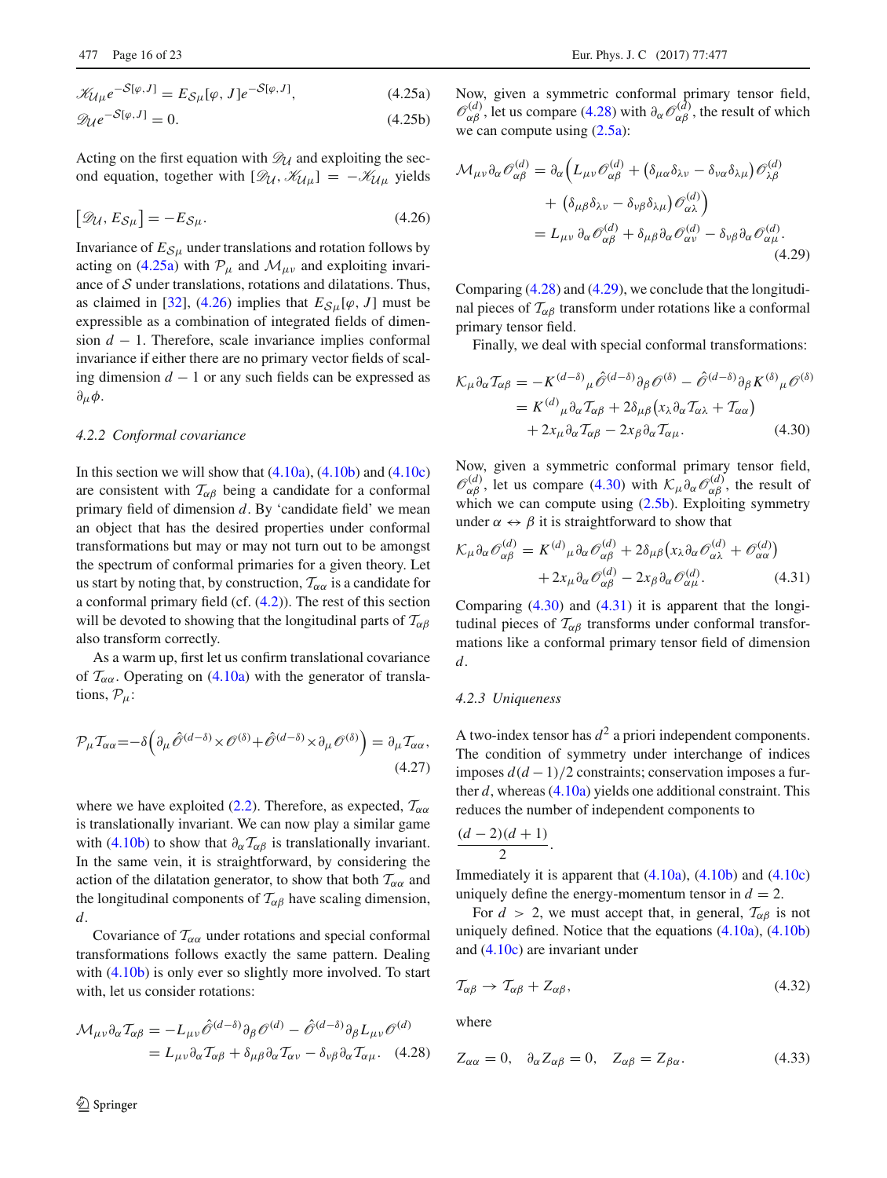$$\mathscr{K}_{\mathcal{U}\mu} e^{-\mathcal{S}[\varphi,J]} = E_{\mathcal{S}\mu}[\varphi, J] e^{-\mathcal{S}[\varphi,J]}, \tag{4.25a}$$

$$\mathscr{D}_{\mathcal{U}} e^{-\mathcal{S}[\varphi,J]} = 0. \tag{4.25b}$$

Acting on the first equation with $\mathscr{D}_{\mathcal{U}}$ and exploiting the second equation, together with $[\mathscr{D}_{\mathcal{U}}, \mathscr{K}_{\mathcal{U}\mu}] = -\mathscr{K}_{\mathcal{U}\mu}$ yields

$$\left[\mathscr{D}_{\mathcal{U}}, E_{\mathcal{S}\mu}\right] = -E_{\mathcal{S}\mu}. \tag{4.26}$$

Invariance of $E_{\mathcal{S}\mu}$ under translations and rotation follows by acting on (4.25a) with $\mathcal{P}_\mu$ and $\mathcal{M}_{\mu\nu}$ and exploiting invariance of $\mathcal{S}$ under translations, rotations and dilatations. Thus, as claimed in [32], (4.26) implies that $E_{\mathcal{S}\mu}[\varphi, J]$ must be expressible as a combination of integrated fields of dimension $d-1$. Therefore, scale invariance implies conformal invariance if either there are no primary vector fields of scaling dimension $d-1$ or any such fields can be expressed as $\partial_\mu \phi$.

#### 4.2.2 Conformal covariance

In this section we will show that (4.10a), (4.10b) and (4.10c) are consistent with $\mathcal{T}_{\alpha\beta}$ being a candidate for a conformal primary field of dimension $d$. By 'candidate field' we mean an object that has the desired properties under conformal transformations but may or may not turn out to be amongst the spectrum of conformal primaries for a given theory. Let us start by noting that, by construction, $\mathcal{T}_{\alpha\alpha}$ is a candidate for a conformal primary field (cf. (4.2)). The rest of this section will be devoted to showing that the longitudinal parts of $\mathcal{T}_{\alpha\beta}$ also transform correctly.

As a warm up, first let us confirm translational covariance of $\mathcal{T}_{\alpha\alpha}$. Operating on (4.10a) with the generator of translations, $\mathcal{P}_\mu$:

$$\mathcal{P}_\mu \mathcal{T}_{\alpha\alpha} = -\delta\Big(\partial_\mu \hat{\mathscr{O}}^{(d-\delta)} \times \mathscr{O}^{(\delta)} + \hat{\mathscr{O}}^{(d-\delta)} \times \partial_\mu \mathscr{O}^{(\delta)}\Big) = \partial_\mu \mathcal{T}_{\alpha\alpha}, \tag{4.27}$$

where we have exploited (2.2). Therefore, as expected, $\mathcal{T}_{\alpha\alpha}$ is translationally invariant. We can now play a similar game with (4.10b) to show that $\partial_\alpha \mathcal{T}_{\alpha\beta}$ is translationally invariant. In the same vein, it is straightforward, by considering the action of the dilatation generator, to show that both $\mathcal{T}_{\alpha\alpha}$ and the longitudinal components of $\mathcal{T}_{\alpha\beta}$ have scaling dimension, $d$.

Covariance of $\mathcal{T}_{\alpha\alpha}$ under rotations and special conformal transformations follows exactly the same pattern. Dealing with (4.10b) is only ever so slightly more involved. To start with, let us consider rotations:

$$\begin{aligned}\mathcal{M}_{\mu\nu} \partial_\alpha \mathcal{T}_{\alpha\beta} &= -L_{\mu\nu} \hat{\mathscr{O}}^{(d-\delta)} \partial_\beta \mathscr{O}^{(d)} - \hat{\mathscr{O}}^{(d-\delta)} \partial_\beta L_{\mu\nu} \mathscr{O}^{(d)} \\ &= L_{\mu\nu} \partial_\alpha \mathcal{T}_{\alpha\beta} + \delta_{\mu\beta} \partial_\alpha \mathcal{T}_{\alpha\nu} - \delta_{\nu\beta} \partial_\alpha \mathcal{T}_{\alpha\mu}. \end{aligned}\tag{4.28}$$

Now, given a symmetric conformal primary tensor field, $\mathscr{O}^{(d)}_{\alpha\beta}$, let us compare (4.28) with $\partial_\alpha \mathscr{O}^{(d)}_{\alpha\beta}$, the result of which we can compute using (2.5a):

$$\begin{aligned}\mathcal{M}_{\mu\nu} \partial_\alpha \mathscr{O}^{(d)}_{\alpha\beta} &= \partial_\alpha \Big( L_{\mu\nu} \mathscr{O}^{(d)}_{\alpha\beta} + \big(\delta_{\mu\alpha}\delta_{\lambda\nu} - \delta_{\nu\alpha}\delta_{\lambda\mu}\big) \mathscr{O}^{(d)}_{\lambda\beta} \\ &\quad + \big(\delta_{\mu\beta}\delta_{\lambda\nu} - \delta_{\nu\beta}\delta_{\lambda\mu}\big) \mathscr{O}^{(d)}_{\alpha\lambda} \Big) \\ &= L_{\mu\nu}\, \partial_\alpha \mathscr{O}^{(d)}_{\alpha\beta} + \delta_{\mu\beta} \partial_\alpha \mathscr{O}^{(d)}_{\alpha\nu} - \delta_{\nu\beta} \partial_\alpha \mathscr{O}^{(d)}_{\alpha\mu}. \end{aligned}\tag{4.29}$$

Comparing (4.28) and (4.29), we conclude that the longitudinal pieces of $\mathcal{T}_{\alpha\beta}$ transform under rotations like a conformal primary tensor field.

Finally, we deal with special conformal transformations:

$$\begin{aligned}\mathcal{K}_\mu \partial_\alpha \mathcal{T}_{\alpha\beta} &= -K^{(d-\delta)}{}_\mu \hat{\mathscr{O}}^{(d-\delta)} \partial_\beta \mathscr{O}^{(\delta)} - \hat{\mathscr{O}}^{(d-\delta)} \partial_\beta K^{(\delta)}{}_\mu \mathscr{O}^{(\delta)} \\ &= K^{(d)}{}_\mu \partial_\alpha \mathcal{T}_{\alpha\beta} + 2\delta_{\mu\beta}\big(x_\lambda \partial_\alpha \mathcal{T}_{\alpha\lambda} + \mathcal{T}_{\alpha\alpha}\big) \\ &\quad + 2x_\mu \partial_\alpha \mathcal{T}_{\alpha\beta} - 2x_\beta \partial_\alpha \mathcal{T}_{\alpha\mu}. \end{aligned}\tag{4.30}$$

Now, given a symmetric conformal primary tensor field, $\mathscr{O}^{(d)}_{\alpha\beta}$, let us compare (4.30) with $\mathcal{K}_\mu \partial_\alpha \mathscr{O}^{(d)}_{\alpha\beta}$, the result of which we can compute using (2.5b). Exploiting symmetry under $\alpha \leftrightarrow \beta$ it is straightforward to show that

$$\begin{aligned}\mathcal{K}_\mu \partial_\alpha \mathscr{O}^{(d)}_{\alpha\beta} &= K^{(d)}{}_\mu \partial_\alpha \mathscr{O}^{(d)}_{\alpha\beta} + 2\delta_{\mu\beta}\big(x_\lambda \partial_\alpha \mathscr{O}^{(d)}_{\alpha\lambda} + \mathscr{O}^{(d)}_{\alpha\alpha}\big) \\ &\quad + 2x_\mu \partial_\alpha \mathscr{O}^{(d)}_{\alpha\beta} - 2x_\beta \partial_\alpha \mathscr{O}^{(d)}_{\alpha\mu}. \end{aligned}\tag{4.31}$$

Comparing (4.30) and (4.31) it is apparent that the longitudinal pieces of $\mathcal{T}_{\alpha\beta}$ transforms under conformal transformations like a conformal primary tensor field of dimension $d$.

#### 4.2.3 Uniqueness

A two-index tensor has $d^2$ a priori independent components. The condition of symmetry under interchange of indices imposes $d(d-1)/2$ constraints; conservation imposes a further $d$, whereas (4.10a) yields one additional constraint. This reduces the number of independent components to

$$\frac{(d-2)(d+1)}{2}.$$

Immediately it is apparent that (4.10a), (4.10b) and (4.10c) uniquely define the energy-momentum tensor in $d=2$.

For $d > 2$, we must accept that, in general, $\mathcal{T}_{\alpha\beta}$ is not uniquely defined. Notice that the equations (4.10a), (4.10b) and (4.10c) are invariant under

$$\mathcal{T}_{\alpha\beta} \to \mathcal{T}_{\alpha\beta} + Z_{\alpha\beta}, \tag{4.32}$$

where

$$Z_{\alpha\alpha} = 0, \quad \partial_\alpha Z_{\alpha\beta} = 0, \quad Z_{\alpha\beta} = Z_{\beta\alpha}. \tag{4.33}$$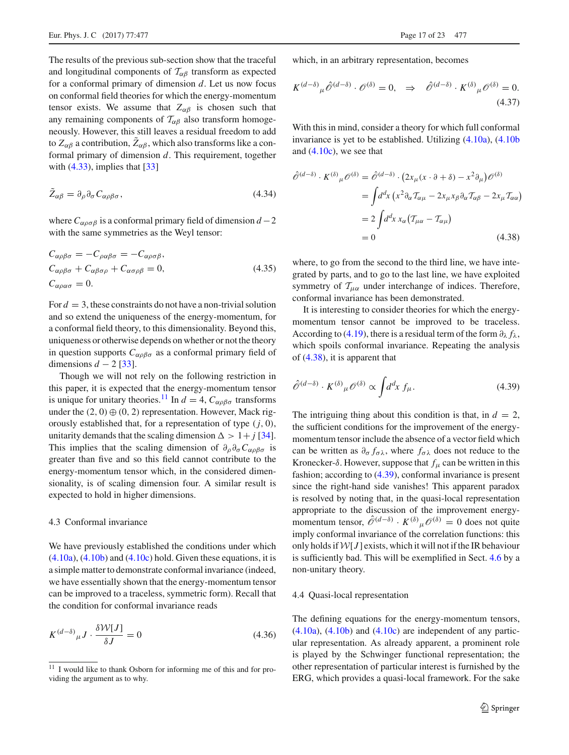The results of the previous sub-section show that the traceful and longitudinal components of $\mathcal{T}_{\alpha\beta}$ transform as expected for a conformal primary of dimension $d$. Let us now focus on conformal field theories for which the energy-momentum tensor exists. We assume that $Z_{\alpha\beta}$ is chosen such that any remaining components of $\mathcal{T}_{\alpha\beta}$ also transform homogeneously. However, this still leaves a residual freedom to add to $Z_{\alpha\beta}$ a contribution, $\tilde{Z}_{\alpha\beta}$, which also transforms like a conformal primary of dimension $d$. This requirement, together with (4.33), implies that [33]

$$\tilde{Z}_{\alpha\beta} = \partial_\rho \partial_\sigma C_{\alpha\rho\beta\sigma}, \tag{4.34}$$

where $C_{\alpha\rho\sigma\beta}$ is a conformal primary field of dimension $d-2$ with the same symmetries as the Weyl tensor:

$$\begin{aligned}
&C_{\alpha\rho\beta\sigma} = -C_{\rho\alpha\beta\sigma} = -C_{\alpha\sigma\rho\beta},\\
&C_{\alpha\rho\beta\sigma} + C_{\alpha\beta\sigma\rho} + C_{\alpha\sigma\rho\beta} = 0,\\
&C_{\alpha\rho\alpha\sigma} = 0.
\end{aligned} \tag{4.35}$$

For $d=3$, these constraints do not have a non-trivial solution and so extend the uniqueness of the energy-momentum, for a conformal field theory, to this dimensionality. Beyond this, uniqueness or otherwise depends on whether or not the theory in question supports $C_{\alpha\rho\beta\sigma}$ as a conformal primary field of dimensions $d-2$ [33].

Though we will not rely on the following restriction in this paper, it is expected that the energy-momentum tensor is unique for unitary theories.[11] In $d=4$, $C_{\alpha\rho\beta\sigma}$ transforms under the $(2,0)\oplus(0,2)$ representation. However, Mack rigorously established that, for a representation of type $(j,0)$, unitarity demands that the scaling dimension $\Delta > 1+j$ [34]. This implies that the scaling dimension of $\partial_\rho\partial_\sigma C_{\alpha\rho\beta\sigma}$ is greater than five and so this field cannot contribute to the energy-momentum tensor which, in the considered dimensionality, is of scaling dimension four. A similar result is expected to hold in higher dimensions.

### 4.3 Conformal invariance

We have previously established the conditions under which (4.10a), (4.10b) and (4.10c) hold. Given these equations, it is a simple matter to demonstrate conformal invariance (indeed, we have essentially shown that the energy-momentum tensor can be improved to a traceless, symmetric form). Recall that the condition for conformal invariance reads

$$K^{(d-\delta)}{}_\mu J \cdot \frac{\delta \mathcal{W}[J]}{\delta J} = 0 \tag{4.36}$$

which, in an arbitrary representation, becomes

$$K^{(d-\delta)}{}_\mu \hat{\mathcal{O}}^{(d-\delta)} \cdot \mathcal{O}^{(\delta)} = 0, \quad \Rightarrow \quad \hat{\mathcal{O}}^{(d-\delta)} \cdot K^{(\delta)}{}_\mu \mathcal{O}^{(\delta)} = 0. \tag{4.37}$$

With this in mind, consider a theory for which full conformal invariance is yet to be established. Utilizing (4.10a), (4.10b and (4.10c), we see that

$$\begin{aligned}
\hat{\mathcal{O}}^{(d-\delta)} \cdot K^{(\delta)}{}_\mu \mathcal{O}^{(\delta)} &= \hat{\mathcal{O}}^{(d-\delta)} \cdot \big(2x_\mu(x\cdot\partial + \delta) - x^2\partial_\mu\big)\mathcal{O}^{(\delta)}\\
&= \int d^dx \left(x^2 \partial_\alpha \mathcal{T}_{\alpha\mu} - 2x_\mu x_\beta \partial_\alpha \mathcal{T}_{\alpha\beta} - 2x_\mu \mathcal{T}_{\alpha\alpha}\right)\\
&= 2\int d^dx \, x_\alpha \big(\mathcal{T}_{\mu\alpha} - \mathcal{T}_{\alpha\mu}\big)\\
&= 0
\end{aligned} \tag{4.38}$$

where, to go from the second to the third line, we have integrated by parts, and to go to the last line, we have exploited symmetry of $\mathcal{T}_{\mu\alpha}$ under interchange of indices. Therefore, conformal invariance has been demonstrated.

It is interesting to consider theories for which the energy-momentum tensor cannot be improved to be traceless. According to (4.19), there is a residual term of the form $\partial_\lambda f_\lambda$, which spoils conformal invariance. Repeating the analysis of (4.38), it is apparent that

$$\hat{\mathcal{O}}^{(d-\delta)} \cdot K^{(\delta)}{}_\mu \mathcal{O}^{(\delta)} \propto \int d^dx \, f_\mu. \tag{4.39}$$

The intriguing thing about this condition is that, in $d=2$, the sufficient conditions for the improvement of the energy-momentum tensor include the absence of a vector field which can be written as $\partial_\sigma f_{\sigma\lambda}$, where $f_{\sigma\lambda}$ does not reduce to the Kronecker-$\delta$. However, suppose that $f_\mu$ can be written in this fashion; according to (4.39), conformal invariance is present since the right-hand side vanishes! This apparent paradox is resolved by noting that, in the quasi-local representation appropriate to the discussion of the improvement energy-momentum tensor, $\hat{\mathcal{O}}^{(d-\delta)} \cdot K^{(\delta)}{}_\mu \mathcal{O}^{(\delta)} = 0$ does not quite imply conformal invariance of the correlation functions: this only holds if $\mathcal{W}[J]$ exists, which it will not if the IR behaviour is sufficiently bad. This will be exemplified in Sect. 4.6 by a non-unitary theory.

### 4.4 Quasi-local representation

The defining equations for the energy-momentum tensors, (4.10a), (4.10b) and (4.10c) are independent of any particular representation. As already apparent, a prominent role is played by the Schwinger functional representation; the other representation of particular interest is furnished by the ERG, which provides a quasi-local framework. For the sake

[11] I would like to thank Osborn for informing me of this and for providing the argument as to why.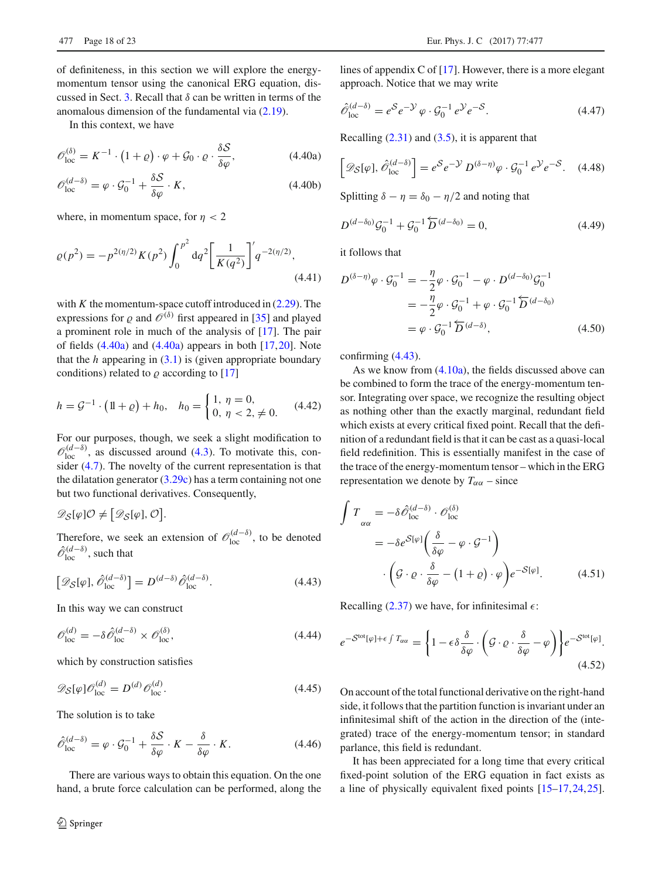of definiteness, in this section we will explore the energy-momentum tensor using the canonical ERG equation, discussed in Sect. 3. Recall that $\delta$ can be written in terms of the anomalous dimension of the fundamental via (2.19).

In this context, we have

$$\mathscr{O}^{(\delta)}_{\text{loc}} = K^{-1} \cdot \big(1 + \varrho\big) \cdot \varphi + \mathcal{G}_0 \cdot \varrho \cdot \frac{\delta \mathcal{S}}{\delta \varphi}, \tag{4.40a}$$

$$\mathscr{O}^{(d-\delta)}_{\text{loc}} = \varphi \cdot \mathcal{G}_0^{-1} + \frac{\delta \mathcal{S}}{\delta \varphi} \cdot K, \tag{4.40b}$$

where, in momentum space, for $\eta < 2$

$$\varrho(p^2) = -p^{2(\eta/2)} K(p^2) \int_0^{p^2} \mathrm{d}q^2 \left[\frac{1}{K(q^2)}\right]' q^{-2(\eta/2)}, \tag{4.41}$$

with $K$ the momentum-space cutoff introduced in (2.29). The expressions for $\varrho$ and $\mathscr{O}^{(\delta)}$ first appeared in [35] and played a prominent role in much of the analysis of [17]. The pair of fields (4.40a) and (4.40a) appears in both [17,20]. Note that the $h$ appearing in (3.1) is (given appropriate boundary conditions) related to $\varrho$ according to [17]

$$h = \mathcal{G}^{-1} \cdot \big(1\!\!1 + \varrho\big) + h_0, \quad h_0 = \begin{cases} 1, & \eta = 0, \\ 0, & \eta < 2, \neq 0. \end{cases} \tag{4.42}$$

For our purposes, though, we seek a slight modification to $\mathscr{O}^{(d-\delta)}_{\text{loc}}$, as discussed around (4.3). To motivate this, consider (4.7). The novelty of the current representation is that the dilatation generator (3.29c) has a term containing not one but two functional derivatives. Consequently,

$$\mathscr{D}_{\mathcal{S}}[\varphi]\mathcal{O} \neq \big[\mathscr{D}_{\mathcal{S}}[\varphi], \mathcal{O}\big].$$

Therefore, we seek an extension of $\mathscr{O}^{(d-\delta)}_{\text{loc}}$, to be denoted $\hat{\mathscr{O}}^{(d-\delta)}_{\text{loc}}$, such that

$$\big[\mathscr{D}_{\mathcal{S}}[\varphi], \hat{\mathscr{O}}^{(d-\delta)}_{\text{loc}}\big] = D^{(d-\delta)} \hat{\mathscr{O}}^{(d-\delta)}_{\text{loc}}. \tag{4.43}$$

In this way we can construct

$$\mathscr{O}^{(d)}_{\text{loc}} = -\delta \hat{\mathscr{O}}^{(d-\delta)}_{\text{loc}} \times \mathscr{O}^{(\delta)}_{\text{loc}}, \tag{4.44}$$

which by construction satisfies

$$\mathscr{D}_{\mathcal{S}}[\varphi] \mathscr{O}^{(d)}_{\text{loc}} = D^{(d)} \mathscr{O}^{(d)}_{\text{loc}}. \tag{4.45}$$

The solution is to take

$$\hat{\mathscr{O}}^{(d-\delta)}_{\text{loc}} = \varphi \cdot \mathcal{G}_0^{-1} + \frac{\delta \mathcal{S}}{\delta \varphi} \cdot K - \frac{\delta}{\delta \varphi} \cdot K. \tag{4.46}$$

There are various ways to obtain this equation. On the one hand, a brute force calculation can be performed, along the lines of appendix C of [17]. However, there is a more elegant approach. Notice that we may write

$$\hat{\mathscr{O}}^{(d-\delta)}_{\text{loc}} = e^{\mathcal{S}} e^{-\mathcal{Y}}\, \varphi \cdot \mathcal{G}_0^{-1}\, e^{\mathcal{Y}} e^{-\mathcal{S}}. \tag{4.47}$$

Recalling (2.31) and (3.5), it is apparent that

$$\Big[\mathscr{D}_{\mathcal{S}}[\varphi], \hat{\mathscr{O}}^{(d-\delta)}_{\text{loc}}\Big] = e^{\mathcal{S}} e^{-\mathcal{Y}}\, D^{(\delta-\eta)} \varphi \cdot \mathcal{G}_0^{-1}\, e^{\mathcal{Y}} e^{-\mathcal{S}}. \tag{4.48}$$

Splitting $\delta - \eta = \delta_0 - \eta/2$ and noting that

$$D^{(d-\delta_0)} \mathcal{G}_0^{-1} + \mathcal{G}_0^{-1} \overleftarrow{D}^{(d-\delta_0)} = 0, \tag{4.49}$$

it follows that

$$\begin{aligned} D^{(\delta-\eta)} \varphi \cdot \mathcal{G}_0^{-1} &= -\frac{\eta}{2} \varphi \cdot \mathcal{G}_0^{-1} - \varphi \cdot D^{(d-\delta_0)} \mathcal{G}_0^{-1} \\ &= -\frac{\eta}{2} \varphi \cdot \mathcal{G}_0^{-1} + \varphi \cdot \mathcal{G}_0^{-1} \overleftarrow{D}^{(d-\delta_0)} \\ &= \varphi \cdot \mathcal{G}_0^{-1} \overleftarrow{D}^{(d-\delta)}, \end{aligned} \tag{4.50}$$

confirming (4.43).

As we know from (4.10a), the fields discussed above can be combined to form the trace of the energy-momentum tensor. Integrating over space, we recognize the resulting object as nothing other than the exactly marginal, redundant field which exists at every critical fixed point. Recall that the definition of a redundant field is that it can be cast as a quasi-local field redefinition. This is essentially manifest in the case of the trace of the energy-momentum tensor – which in the ERG representation we denote by $T_{\alpha\alpha}$ – since

$$\begin{aligned} \int T_{\alpha\alpha} &= -\delta \hat{\mathscr{O}}^{(d-\delta)}_{\text{loc}} \cdot \mathscr{O}^{(\delta)}_{\text{loc}} \\ &= -\delta e^{\mathcal{S}[\varphi]} \left(\frac{\delta}{\delta \varphi} - \varphi \cdot \mathcal{G}^{-1}\right) \\ &\quad \cdot \left(\mathcal{G} \cdot \varrho \cdot \frac{\delta}{\delta \varphi} - \big(1 + \varrho\big) \cdot \varphi\right) e^{-\mathcal{S}[\varphi]}. \end{aligned} \tag{4.51}$$

Recalling (2.37) we have, for infinitesimal $\epsilon$:

$$e^{-\mathcal{S}^{\text{tot}}[\varphi] + \epsilon \int T_{\alpha\alpha}} = \left\{1 - \epsilon \delta \frac{\delta}{\delta \varphi} \cdot \left(\mathcal{G} \cdot \varrho \cdot \frac{\delta}{\delta \varphi} - \varphi\right)\right\} e^{-\mathcal{S}^{\text{tot}}[\varphi]}. \tag{4.52}$$

On account of the total functional derivative on the right-hand side, it follows that the partition function is invariant under an infinitesimal shift of the action in the direction of the (integrated) trace of the energy-momentum tensor; in standard parlance, this field is redundant.

It has been appreciated for a long time that every critical fixed-point solution of the ERG equation in fact exists as a line of physically equivalent fixed points [15–17,24,25].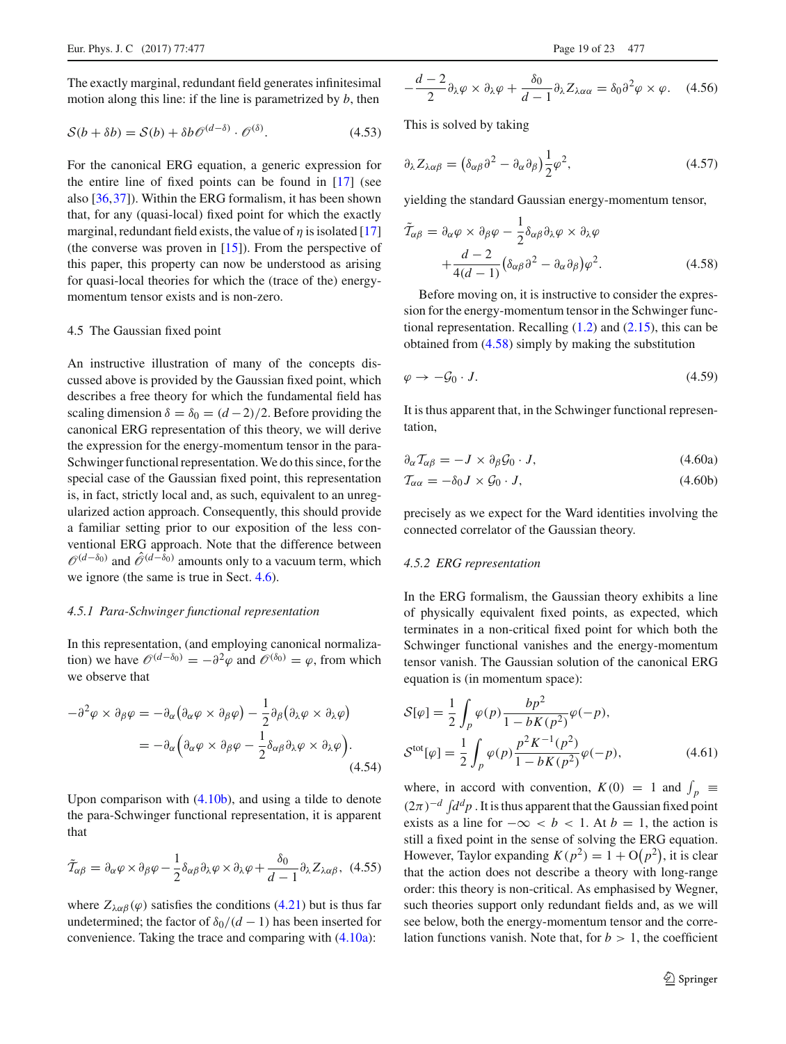The exactly marginal, redundant field generates infinitesimal motion along this line: if the line is parametrized by $b$, then

$$\mathcal{S}(b + \delta b) = \mathcal{S}(b) + \delta b \mathscr{O}^{(d-\delta)} \cdot \mathscr{O}^{(\delta)}. \tag{4.53}$$

For the canonical ERG equation, a generic expression for the entire line of fixed points can be found in [17] (see also [36,37]). Within the ERG formalism, it has been shown that, for any (quasi-local) fixed point for which the exactly marginal, redundant field exists, the value of $\eta$ is isolated [17] (the converse was proven in [15]). From the perspective of this paper, this property can now be understood as arising for quasi-local theories for which the (trace of the) energy-momentum tensor exists and is non-zero.

### 4.5 The Gaussian fixed point

An instructive illustration of many of the concepts discussed above is provided by the Gaussian fixed point, which describes a free theory for which the fundamental field has scaling dimension $\delta = \delta_0 = (d-2)/2$. Before providing the canonical ERG representation of this theory, we will derive the expression for the energy-momentum tensor in the para-Schwinger functional representation. We do this since, for the special case of the Gaussian fixed point, this representation is, in fact, strictly local and, as such, equivalent to an unregularized action approach. Consequently, this should provide a familiar setting prior to our exposition of the less conventional ERG approach. Note that the difference between $\mathscr{O}^{(d-\delta_0)}$ and $\hat{\mathscr{O}}^{(d-\delta_0)}$ amounts only to a vacuum term, which we ignore (the same is true in Sect. 4.6).

#### *4.5.1 Para-Schwinger functional representation*

In this representation, (and employing canonical normalization) we have $\mathscr{O}^{(d-\delta_0)} = -\partial^2\varphi$ and $\mathscr{O}^{(\delta_0)} = \varphi$, from which we observe that

$$\begin{aligned}
-\partial^2\varphi \times \partial_\beta\varphi &= -\partial_\alpha\big(\partial_\alpha\varphi \times \partial_\beta\varphi\big) - \frac{1}{2}\partial_\beta\big(\partial_\lambda\varphi \times \partial_\lambda\varphi\big) \\
&= -\partial_\alpha\Big(\partial_\alpha\varphi \times \partial_\beta\varphi - \frac{1}{2}\delta_{\alpha\beta}\partial_\lambda\varphi \times \partial_\lambda\varphi\Big).
\end{aligned} \tag{4.54}$$

Upon comparison with (4.10b), and using a tilde to denote the para-Schwinger functional representation, it is apparent that

$$\tilde{\mathcal{T}}_{\alpha\beta} = \partial_\alpha\varphi \times \partial_\beta\varphi - \frac{1}{2}\delta_{\alpha\beta}\partial_\lambda\varphi \times \partial_\lambda\varphi + \frac{\delta_0}{d-1}\partial_\lambda Z_{\lambda\alpha\beta}, \tag{4.55}$$

where $Z_{\lambda\alpha\beta}(\varphi)$ satisfies the conditions (4.21) but is thus far undetermined; the factor of $\delta_0/(d-1)$ has been inserted for convenience. Taking the trace and comparing with (4.10a):

$$-\frac{d-2}{2}\partial_\lambda\varphi \times \partial_\lambda\varphi + \frac{\delta_0}{d-1}\partial_\lambda Z_{\lambda\alpha\alpha} = \delta_0\partial^2\varphi \times \varphi. \tag{4.56}$$

This is solved by taking

$$\partial_\lambda Z_{\lambda\alpha\beta} = \big(\delta_{\alpha\beta}\partial^2 - \partial_\alpha\partial_\beta\big)\frac{1}{2}\varphi^2, \tag{4.57}$$

yielding the standard Gaussian energy-momentum tensor,

$$\begin{aligned}
\tilde{\mathcal{T}}_{\alpha\beta} = &\ \partial_\alpha\varphi \times \partial_\beta\varphi - \frac{1}{2}\delta_{\alpha\beta}\partial_\lambda\varphi \times \partial_\lambda\varphi \\
&+ \frac{d-2}{4(d-1)}\big(\delta_{\alpha\beta}\partial^2 - \partial_\alpha\partial_\beta\big)\varphi^2.
\end{aligned} \tag{4.58}$$

Before moving on, it is instructive to consider the expression for the energy-momentum tensor in the Schwinger functional representation. Recalling (1.2) and (2.15), this can be obtained from (4.58) simply by making the substitution

$$\varphi \to -\mathcal{G}_0 \cdot J. \tag{4.59}$$

It is thus apparent that, in the Schwinger functional representation,

$$\partial_\alpha \mathcal{T}_{\alpha\beta} = -J \times \partial_\beta \mathcal{G}_0 \cdot J, \tag{4.60a}$$

$$\mathcal{T}_{\alpha\alpha} = -\delta_0 J \times \mathcal{G}_0 \cdot J, \tag{4.60b}$$

precisely as we expect for the Ward identities involving the connected correlator of the Gaussian theory.

#### *4.5.2 ERG representation*

In the ERG formalism, the Gaussian theory exhibits a line of physically equivalent fixed points, as expected, which terminates in a non-critical fixed point for which both the Schwinger functional vanishes and the energy-momentum tensor vanish. The Gaussian solution of the canonical ERG equation is (in momentum space):

$$\begin{aligned}
\mathcal{S}[\varphi] &= \frac{1}{2}\int_p \varphi(p)\frac{bp^2}{1-bK(p^2)}\varphi(-p), \\
\mathcal{S}^{\mathrm{tot}}[\varphi] &= \frac{1}{2}\int_p \varphi(p)\frac{p^2K^{-1}(p^2)}{1-bK(p^2)}\varphi(-p),
\end{aligned} \tag{4.61}$$

where, in accord with convention, $K(0) = 1$ and $\int_p \equiv (2\pi)^{-d}\int d^dp$. It is thus apparent that the Gaussian fixed point exists as a line for $-\infty < b < 1$. At $b = 1$, the action is still a fixed point in the sense of solving the ERG equation. However, Taylor expanding $K(p^2) = 1 + \mathrm{O}\big(p^2\big)$, it is clear that the action does not describe a theory with long-range order: this theory is non-critical. As emphasised by Wegner, such theories support only redundant fields and, as we will see below, both the energy-momentum tensor and the correlation functions vanish. Note that, for $b > 1$, the coefficient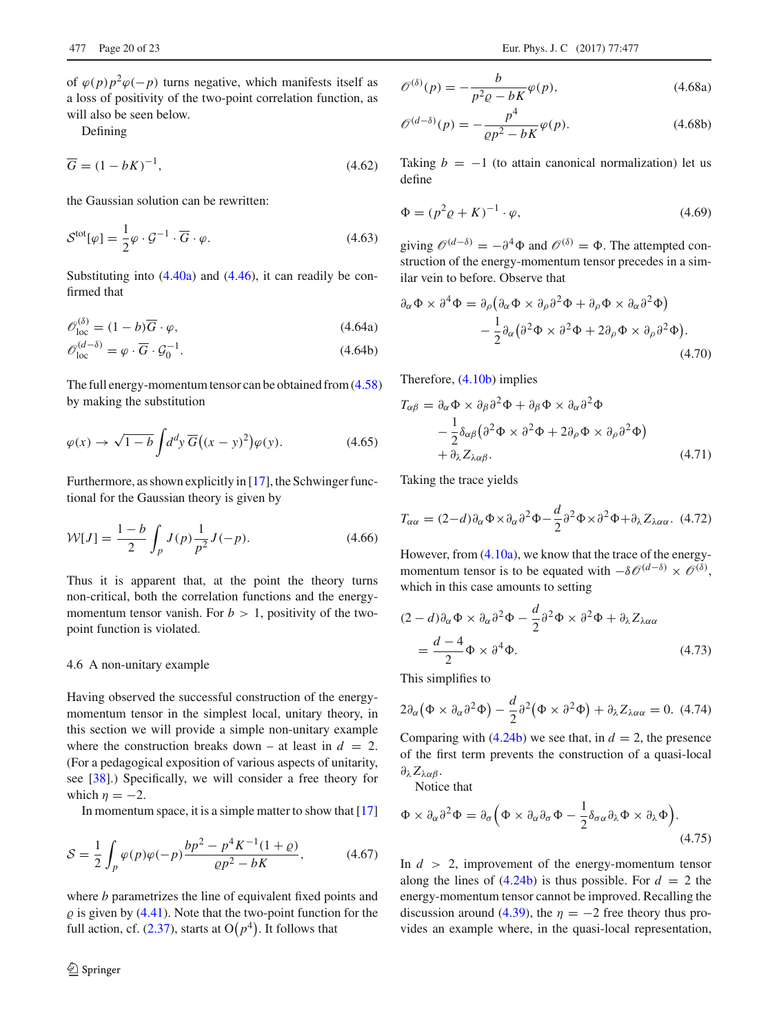of $\varphi(p)p^2\varphi(-p)$ turns negative, which manifests itself as a loss of positivity of the two-point correlation function, as will also be seen below.

Defining

$$\overline{G} = (1-bK)^{-1}, \tag{4.62}$$

the Gaussian solution can be rewritten:

$$\mathcal{S}^{\rm tot}[\varphi] = \frac{1}{2}\varphi \cdot \mathcal{G}^{-1} \cdot \overline{G} \cdot \varphi. \tag{4.63}$$

Substituting into (4.40a) and (4.46), it can readily be confirmed that

$$\mathcal{O}^{(\delta)}_{\rm loc} = (1-b)\overline{G} \cdot \varphi, \tag{4.64a}$$

$$\mathcal{O}^{(d-\delta)}_{\rm loc} = \varphi \cdot \overline{G} \cdot \mathcal{G}_0^{-1}. \tag{4.64b}$$

The full energy-momentum tensor can be obtained from (4.58) by making the substitution

$$\varphi(x) \to \sqrt{1-b}\int d^dy\, \overline{G}\big((x-y)^2\big)\varphi(y). \tag{4.65}$$

Furthermore, as shown explicitly in [17], the Schwinger functional for the Gaussian theory is given by

$$\mathcal{W}[J] = \frac{1-b}{2}\int_p J(p)\frac{1}{p^2}J(-p). \tag{4.66}$$

Thus it is apparent that, at the point the theory turns non-critical, both the correlation functions and the energy-momentum tensor vanish. For $b > 1$, positivity of the two-point function is violated.

### 4.6 A non-unitary example

Having observed the successful construction of the energy-momentum tensor in the simplest local, unitary theory, in this section we will provide a simple non-unitary example where the construction breaks down – at least in $d = 2$. (For a pedagogical exposition of various aspects of unitarity, see [38].) Specifically, we will consider a free theory for which $\eta = -2$.

In momentum space, it is a simple matter to show that [17]

$$\mathcal{S} = \frac{1}{2}\int_p \varphi(p)\varphi(-p)\frac{bp^2 - p^4K^{-1}(1+\varrho)}{\varrho p^2 - bK}, \tag{4.67}$$

where $b$ parametrizes the line of equivalent fixed points and $\varrho$ is given by (4.41). Note that the two-point function for the full action, cf. (2.37), starts at $\mathrm{O}\big(p^4\big)$. It follows that

$$\mathcal{O}^{(\delta)}(p) = -\frac{b}{p^2\varrho - bK}\varphi(p), \tag{4.68a}$$

$$\mathcal{O}^{(d-\delta)}(p) = -\frac{p^4}{\varrho p^2 - bK}\varphi(p). \tag{4.68b}$$

Taking $b = -1$ (to attain canonical normalization) let us define

$$\Phi = (p^2\varrho + K)^{-1} \cdot \varphi, \tag{4.69}$$

giving $\mathcal{O}^{(d-\delta)} = -\partial^4\Phi$ and $\mathcal{O}^{(\delta)} = \Phi$. The attempted construction of the energy-momentum tensor precedes in a similar vein to before. Observe that

$$\begin{aligned}\partial_\alpha\Phi \times \partial^4\Phi &= \partial_\rho\big(\partial_\alpha\Phi \times \partial_\rho\partial^2\Phi + \partial_\rho\Phi \times \partial_\alpha\partial^2\Phi\big)\\ &\quad - \frac{1}{2}\partial_\alpha\big(\partial^2\Phi \times \partial^2\Phi + 2\partial_\rho\Phi \times \partial_\rho\partial^2\Phi\big).\end{aligned} \tag{4.70}$$

Therefore, (4.10b) implies

$$\begin{aligned}T_{\alpha\beta} &= \partial_\alpha\Phi \times \partial_\beta\partial^2\Phi + \partial_\beta\Phi \times \partial_\alpha\partial^2\Phi\\ &\quad - \frac{1}{2}\delta_{\alpha\beta}\big(\partial^2\Phi \times \partial^2\Phi + 2\partial_\rho\Phi \times \partial_\rho\partial^2\Phi\big)\\ &\quad + \partial_\lambda Z_{\lambda\alpha\beta}.\end{aligned} \tag{4.71}$$

Taking the trace yields

$$T_{\alpha\alpha} = (2-d)\partial_\alpha\Phi \times \partial_\alpha\partial^2\Phi - \frac{d}{2}\partial^2\Phi \times \partial^2\Phi + \partial_\lambda Z_{\lambda\alpha\alpha}. \tag{4.72}$$

However, from (4.10a), we know that the trace of the energy-momentum tensor is to be equated with $-\delta\mathcal{O}^{(d-\delta)} \times \mathcal{O}^{(\delta)}$, which in this case amounts to setting

$$\begin{aligned}(2-d)\partial_\alpha\Phi \times \partial_\alpha\partial^2\Phi - \frac{d}{2}\partial^2\Phi \times \partial^2\Phi + \partial_\lambda Z_{\lambda\alpha\alpha}\\ = \frac{d-4}{2}\Phi \times \partial^4\Phi.\end{aligned} \tag{4.73}$$

This simplifies to

$$2\partial_\alpha\big(\Phi \times \partial_\alpha\partial^2\Phi\big) - \frac{d}{2}\partial^2\big(\Phi \times \partial^2\Phi\big) + \partial_\lambda Z_{\lambda\alpha\alpha} = 0. \tag{4.74}$$

Comparing with (4.24b) we see that, in $d = 2$, the presence of the first term prevents the construction of a quasi-local $\partial_\lambda Z_{\lambda\alpha\beta}$.

Notice that

$$\Phi \times \partial_\alpha\partial^2\Phi = \partial_\sigma\Big(\Phi \times \partial_\alpha\partial_\sigma\Phi - \frac{1}{2}\delta_{\sigma\alpha}\partial_\lambda\Phi \times \partial_\lambda\Phi\Big). \tag{4.75}$$

In $d > 2$, improvement of the energy-momentum tensor along the lines of (4.24b) is thus possible. For $d = 2$ the energy-momentum tensor cannot be improved. Recalling the discussion around (4.39), the $\eta = -2$ free theory thus provides an example where, in the quasi-local representation,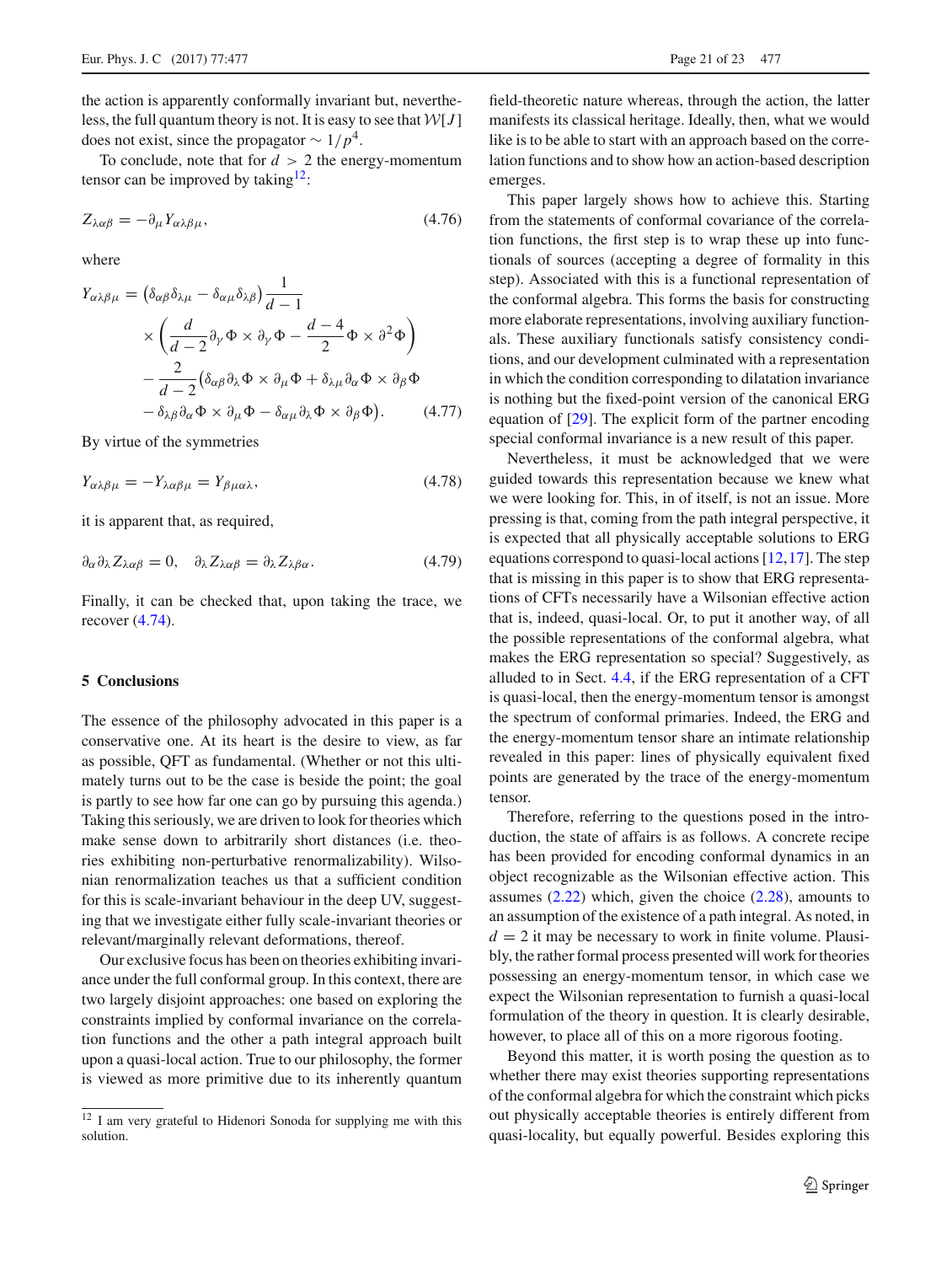the action is apparently conformally invariant but, nevertheless, the full quantum theory is not. It is easy to see that $\mathcal{W}[J]$ does not exist, since the propagator $\sim 1/p^4$.

To conclude, note that for $d > 2$ the energy-momentum tensor can be improved by taking[12]:

$$Z_{\lambda\alpha\beta} = -\partial_\mu Y_{\alpha\lambda\beta\mu}, \tag{4.76}$$

where

$$\begin{aligned} Y_{\alpha\lambda\beta\mu} &= \left(\delta_{\alpha\beta}\delta_{\lambda\mu} - \delta_{\alpha\mu}\delta_{\lambda\beta}\right)\frac{1}{d-1} \\ &\quad \times \left(\frac{d}{d-2}\partial_\gamma \Phi \times \partial_\gamma \Phi - \frac{d-4}{2}\Phi \times \partial^2 \Phi\right) \\ &\quad - \frac{2}{d-2}\big(\delta_{\alpha\beta}\partial_\lambda \Phi \times \partial_\mu \Phi + \delta_{\lambda\mu}\partial_\alpha \Phi \times \partial_\beta \Phi \\ &\quad - \delta_{\lambda\beta}\partial_\alpha \Phi \times \partial_\mu \Phi - \delta_{\alpha\mu}\partial_\lambda \Phi \times \partial_\beta \Phi\big). \end{aligned} \tag{4.77}$$

By virtue of the symmetries

$$Y_{\alpha\lambda\beta\mu} = -Y_{\lambda\alpha\beta\mu} = Y_{\beta\mu\alpha\lambda}, \tag{4.78}$$

it is apparent that, as required,

$$\partial_\alpha \partial_\lambda Z_{\lambda\alpha\beta} = 0, \quad \partial_\lambda Z_{\lambda\alpha\beta} = \partial_\lambda Z_{\lambda\beta\alpha}. \tag{4.79}$$

Finally, it can be checked that, upon taking the trace, we recover (4.74).

## 5 Conclusions

The essence of the philosophy advocated in this paper is a conservative one. At its heart is the desire to view, as far as possible, QFT as fundamental. (Whether or not this ultimately turns out to be the case is beside the point; the goal is partly to see how far one can go by pursuing this agenda.) Taking this seriously, we are driven to look for theories which make sense down to arbitrarily short distances (i.e. theories exhibiting non-perturbative renormalizability). Wilsonian renormalization teaches us that a sufficient condition for this is scale-invariant behaviour in the deep UV, suggesting that we investigate either fully scale-invariant theories or relevant/marginally relevant deformations, thereof.

Our exclusive focus has been on theories exhibiting invariance under the full conformal group. In this context, there are two largely disjoint approaches: one based on exploring the constraints implied by conformal invariance on the correlation functions and the other a path integral approach built upon a quasi-local action. True to our philosophy, the former is viewed as more primitive due to its inherently quantum field-theoretic nature whereas, through the action, the latter manifests its classical heritage. Ideally, then, what we would like is to be able to start with an approach based on the correlation functions and to show how an action-based description emerges.

This paper largely shows how to achieve this. Starting from the statements of conformal covariance of the correlation functions, the first step is to wrap these up into functionals of sources (accepting a degree of formality in this step). Associated with this is a functional representation of the conformal algebra. This forms the basis for constructing more elaborate representations, involving auxiliary functionals. These auxiliary functionals satisfy consistency conditions, and our development culminated with a representation in which the condition corresponding to dilatation invariance is nothing but the fixed-point version of the canonical ERG equation of [29]. The explicit form of the partner encoding special conformal invariance is a new result of this paper.

Nevertheless, it must be acknowledged that we were guided towards this representation because we knew what we were looking for. This, in of itself, is not an issue. More pressing is that, coming from the path integral perspective, it is expected that all physically acceptable solutions to ERG equations correspond to quasi-local actions [12,17]. The step that is missing in this paper is to show that ERG representations of CFTs necessarily have a Wilsonian effective action that is, indeed, quasi-local. Or, to put it another way, of all the possible representations of the conformal algebra, what makes the ERG representation so special? Suggestively, as alluded to in Sect. 4.4, if the ERG representation of a CFT is quasi-local, then the energy-momentum tensor is amongst the spectrum of conformal primaries. Indeed, the ERG and the energy-momentum tensor share an intimate relationship revealed in this paper: lines of physically equivalent fixed points are generated by the trace of the energy-momentum tensor.

Therefore, referring to the questions posed in the introduction, the state of affairs is as follows. A concrete recipe has been provided for encoding conformal dynamics in an object recognizable as the Wilsonian effective action. This assumes (2.22) which, given the choice (2.28), amounts to an assumption of the existence of a path integral. As noted, in $d = 2$ it may be necessary to work in finite volume. Plausibly, the rather formal process presented will work for theories possessing an energy-momentum tensor, in which case we expect the Wilsonian representation to furnish a quasi-local formulation of the theory in question. It is clearly desirable, however, to place all of this on a more rigorous footing.

Beyond this matter, it is worth posing the question as to whether there may exist theories supporting representations of the conformal algebra for which the constraint which picks out physically acceptable theories is entirely different from quasi-locality, but equally powerful. Besides exploring this

[12] I am very grateful to Hidenori Sonoda for supplying me with this solution.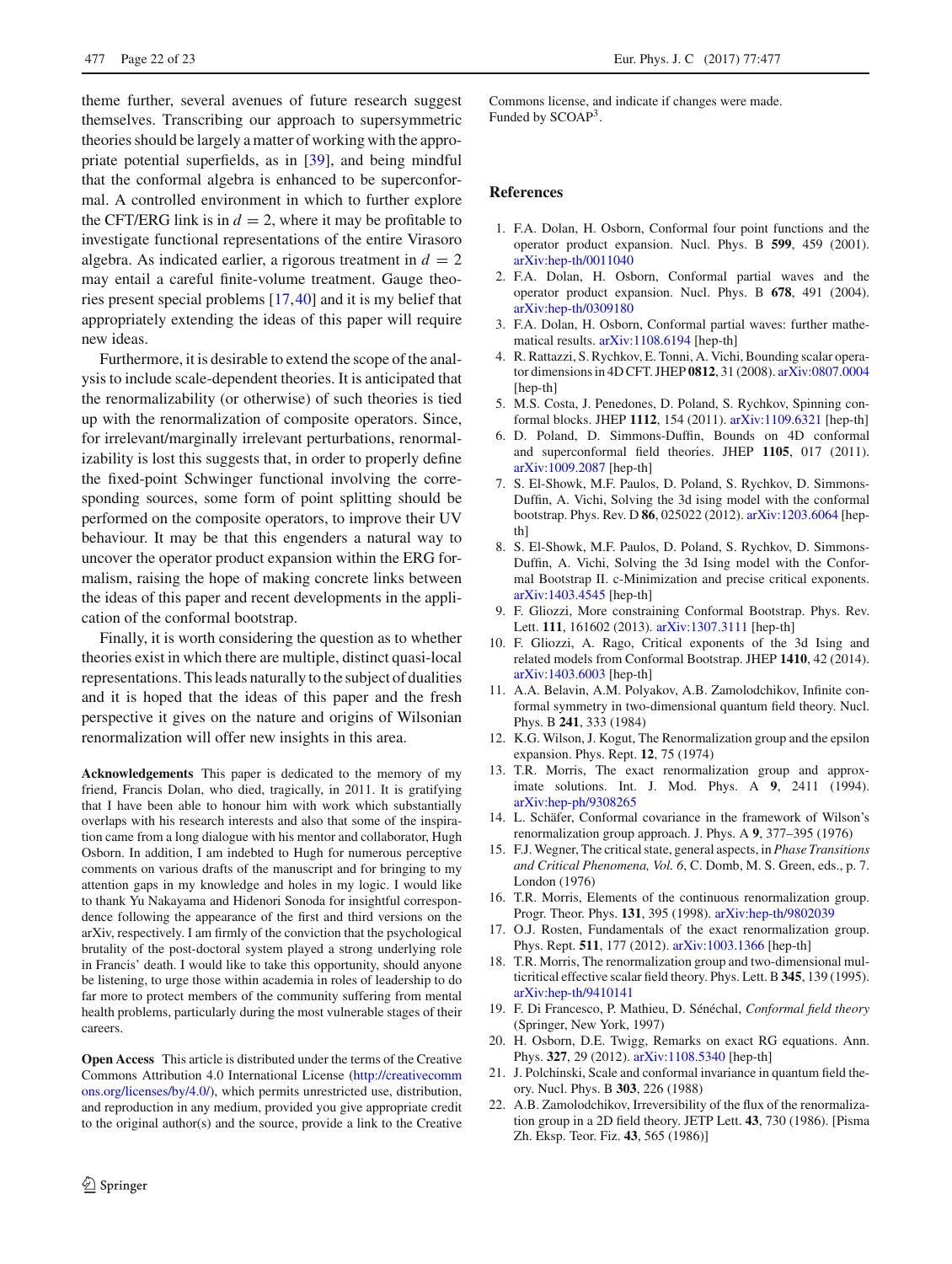theme further, several avenues of future research suggest themselves. Transcribing our approach to supersymmetric theories should be largely a matter of working with the appropriate potential superfields, as in [39], and being mindful that the conformal algebra is enhanced to be superconformal. A controlled environment in which to further explore the CFT/ERG link is in $d = 2$, where it may be profitable to investigate functional representations of the entire Virasoro algebra. As indicated earlier, a rigorous treatment in $d = 2$ may entail a careful finite-volume treatment. Gauge theories present special problems [17,40] and it is my belief that appropriately extending the ideas of this paper will require new ideas.

Furthermore, it is desirable to extend the scope of the analysis to include scale-dependent theories. It is anticipated that the renormalizability (or otherwise) of such theories is tied up with the renormalization of composite operators. Since, for irrelevant/marginally irrelevant perturbations, renormalizability is lost this suggests that, in order to properly define the fixed-point Schwinger functional involving the corresponding sources, some form of point splitting should be performed on the composite operators, to improve their UV behaviour. It may be that this engenders a natural way to uncover the operator product expansion within the ERG formalism, raising the hope of making concrete links between the ideas of this paper and recent developments in the application of the conformal bootstrap.

Finally, it is worth considering the question as to whether theories exist in which there are multiple, distinct quasi-local representations. This leads naturally to the subject of dualities and it is hoped that the ideas of this paper and the fresh perspective it gives on the nature and origins of Wilsonian renormalization will offer new insights in this area.

**Acknowledgements** This paper is dedicated to the memory of my friend, Francis Dolan, who died, tragically, in 2011. It is gratifying that I have been able to honour him with work which substantially overlaps with his research interests and also that some of the inspiration came from a long dialogue with his mentor and collaborator, Hugh Osborn. In addition, I am indebted to Hugh for numerous perceptive comments on various drafts of the manuscript and for bringing to my attention gaps in my knowledge and holes in my logic. I would like to thank Yu Nakayama and Hidenori Sonoda for insightful correspondence following the appearance of the first and third versions on the arXiv, respectively. I am firmly of the conviction that the psychological brutality of the post-doctoral system played a strong underlying role in Francis' death. I would like to take this opportunity, should anyone be listening, to urge those within academia in roles of leadership to do far more to protect members of the community suffering from mental health problems, particularly during the most vulnerable stages of their careers.

**Open Access** This article is distributed under the terms of the Creative Commons Attribution 4.0 International License (http://creativecommons.org/licenses/by/4.0/), which permits unrestricted use, distribution, and reproduction in any medium, provided you give appropriate credit to the original author(s) and the source, provide a link to the Creative Commons license, and indicate if changes were made.
Funded by SCOAP[3].

## References

1. F.A. Dolan, H. Osborn, Conformal four point functions and the operator product expansion. Nucl. Phys. B **599**, 459 (2001). arXiv:hep-th/0011040
2. F.A. Dolan, H. Osborn, Conformal partial waves and the operator product expansion. Nucl. Phys. B **678**, 491 (2004). arXiv:hep-th/0309180
3. F.A. Dolan, H. Osborn, Conformal partial waves: further mathematical results. arXiv:1108.6194 [hep-th]
4. R. Rattazzi, S. Rychkov, E. Tonni, A. Vichi, Bounding scalar operator dimensions in 4D CFT. JHEP **0812**, 31 (2008). arXiv:0807.0004 [hep-th]
5. M.S. Costa, J. Penedones, D. Poland, S. Rychkov, Spinning conformal blocks. JHEP **1112**, 154 (2011). arXiv:1109.6321 [hep-th]
6. D. Poland, D. Simmons-Duffin, Bounds on 4D conformal and superconformal field theories. JHEP **1105**, 017 (2011). arXiv:1009.2087 [hep-th]
7. S. El-Showk, M.F. Paulos, D. Poland, S. Rychkov, D. Simmons-Duffin, A. Vichi, Solving the 3d ising model with the conformal bootstrap. Phys. Rev. D **86**, 025022 (2012). arXiv:1203.6064 [hep-th]
8. S. El-Showk, M.F. Paulos, D. Poland, S. Rychkov, D. Simmons-Duffin, A. Vichi, Solving the 3d Ising model with the Conformal Bootstrap II. c-Minimization and precise critical exponents. arXiv:1403.4545 [hep-th]
9. F. Gliozzi, More constraining Conformal Bootstrap. Phys. Rev. Lett. **111**, 161602 (2013). arXiv:1307.3111 [hep-th]
10. F. Gliozzi, A. Rago, Critical exponents of the 3d Ising and related models from Conformal Bootstrap. JHEP **1410**, 42 (2014). arXiv:1403.6003 [hep-th]
11. A.A. Belavin, A.M. Polyakov, A.B. Zamolodchikov, Infinite conformal symmetry in two-dimensional quantum field theory. Nucl. Phys. B **241**, 333 (1984)
12. K.G. Wilson, J. Kogut, The Renormalization group and the epsilon expansion. Phys. Rept. **12**, 75 (1974)
13. T.R. Morris, The exact renormalization group and approximate solutions. Int. J. Mod. Phys. A **9**, 2411 (1994). arXiv:hep-ph/9308265
14. L. Schäfer, Conformal covariance in the framework of Wilson's renormalization group approach. J. Phys. A **9**, 377–395 (1976)
15. F.J. Wegner, The critical state, general aspects, in *Phase Transitions and Critical Phenomena, Vol. 6*, C. Domb, M. S. Green, eds., p. 7. London (1976)
16. T.R. Morris, Elements of the continuous renormalization group. Progr. Theor. Phys. **131**, 395 (1998). arXiv:hep-th/9802039
17. O.J. Rosten, Fundamentals of the exact renormalization group. Phys. Rept. **511**, 177 (2012). arXiv:1003.1366 [hep-th]
18. T.R. Morris, The renormalization group and two-dimensional multicritical effective scalar field theory. Phys. Lett. B **345**, 139 (1995). arXiv:hep-th/9410141
19. F. Di Francesco, P. Mathieu, D. Sénéchal, *Conformal field theory* (Springer, New York, 1997)
20. H. Osborn, D.E. Twigg, Remarks on exact RG equations. Ann. Phys. **327**, 29 (2012). arXiv:1108.5340 [hep-th]
21. J. Polchinski, Scale and conformal invariance in quantum field theory. Nucl. Phys. B **303**, 226 (1988)
22. A.B. Zamolodchikov, Irreversibility of the flux of the renormalization group in a 2D field theory. JETP Lett. **43**, 730 (1986). [Pisma Zh. Eksp. Teor. Fiz. **43**, 565 (1986)]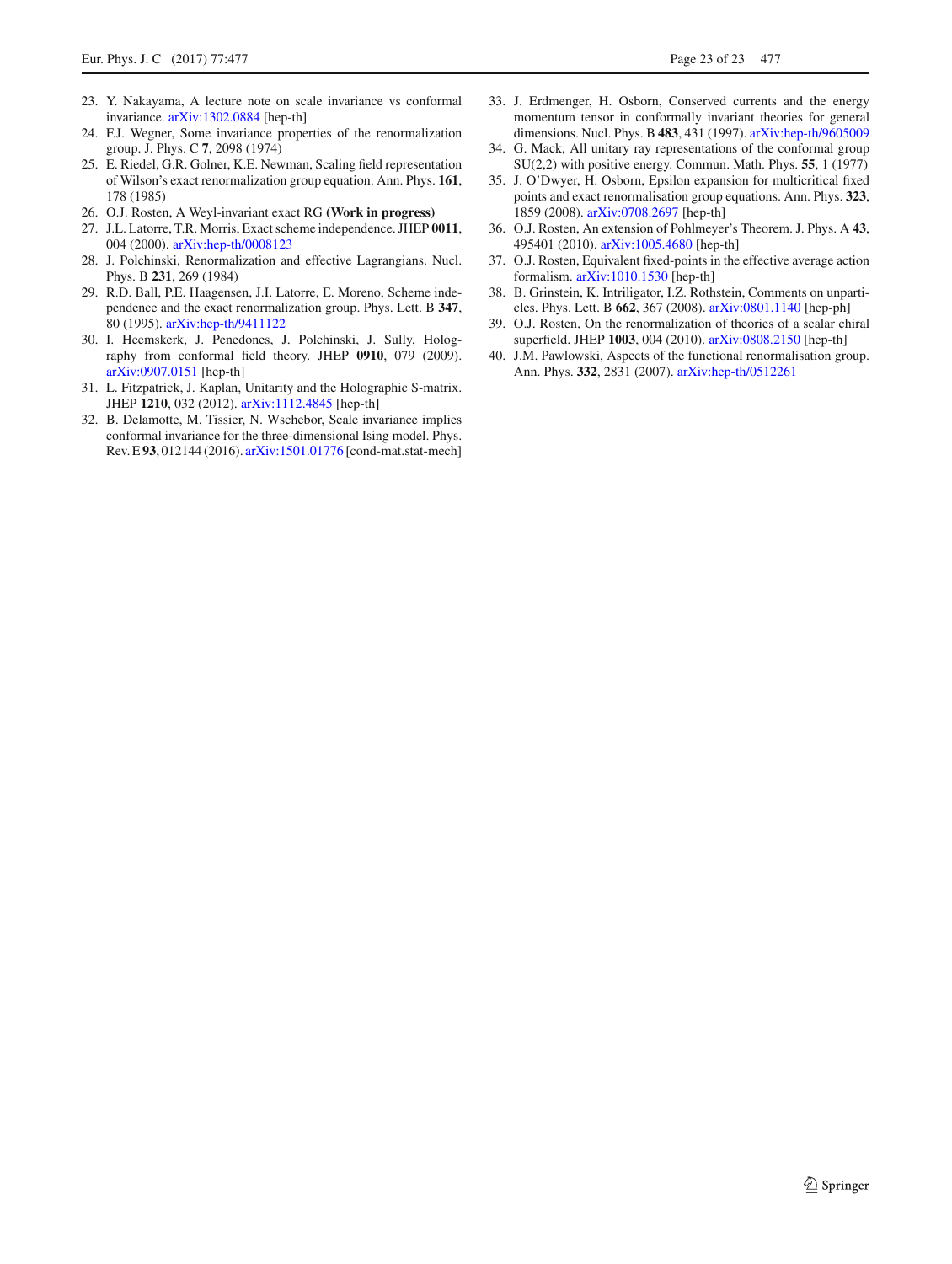23. Y. Nakayama, A lecture note on scale invariance vs conformal invariance. arXiv:1302.0884 [hep-th]
24. F.J. Wegner, Some invariance properties of the renormalization group. J. Phys. C **7**, 2098 (1974)
25. E. Riedel, G.R. Golner, K.E. Newman, Scaling field representation of Wilson's exact renormalization group equation. Ann. Phys. **161**, 178 (1985)
26. O.J. Rosten, A Weyl-invariant exact RG **(Work in progress)**
27. J.L. Latorre, T.R. Morris, Exact scheme independence. JHEP **0011**, 004 (2000). arXiv:hep-th/0008123
28. J. Polchinski, Renormalization and effective Lagrangians. Nucl. Phys. B **231**, 269 (1984)
29. R.D. Ball, P.E. Haagensen, J.I. Latorre, E. Moreno, Scheme independence and the exact renormalization group. Phys. Lett. B **347**, 80 (1995). arXiv:hep-th/9411122
30. I. Heemskerk, J. Penedones, J. Polchinski, J. Sully, Holography from conformal field theory. JHEP **0910**, 079 (2009). arXiv:0907.0151 [hep-th]
31. L. Fitzpatrick, J. Kaplan, Unitarity and the Holographic S-matrix. JHEP **1210**, 032 (2012). arXiv:1112.4845 [hep-th]
32. B. Delamotte, M. Tissier, N. Wschebor, Scale invariance implies conformal invariance for the three-dimensional Ising model. Phys. Rev. E **93**, 012144 (2016). arXiv:1501.01776 [cond-mat.stat-mech]
33. J. Erdmenger, H. Osborn, Conserved currents and the energy momentum tensor in conformally invariant theories for general dimensions. Nucl. Phys. B **483**, 431 (1997). arXiv:hep-th/9605009
34. G. Mack, All unitary ray representations of the conformal group SU(2,2) with positive energy. Commun. Math. Phys. **55**, 1 (1977)
35. J. O'Dwyer, H. Osborn, Epsilon expansion for multicritical fixed points and exact renormalisation group equations. Ann. Phys. **323**, 1859 (2008). arXiv:0708.2697 [hep-th]
36. O.J. Rosten, An extension of Pohlmeyer's Theorem. J. Phys. A **43**, 495401 (2010). arXiv:1005.4680 [hep-th]
37. O.J. Rosten, Equivalent fixed-points in the effective average action formalism. arXiv:1010.1530 [hep-th]
38. B. Grinstein, K. Intriligator, I.Z. Rothstein, Comments on unparticles. Phys. Lett. B **662**, 367 (2008). arXiv:0801.1140 [hep-ph]
39. O.J. Rosten, On the renormalization of theories of a scalar chiral superfield. JHEP **1003**, 004 (2010). arXiv:0808.2150 [hep-th]
40. J.M. Pawlowski, Aspects of the functional renormalisation group. Ann. Phys. **332**, 2831 (2007). arXiv:hep-th/0512261